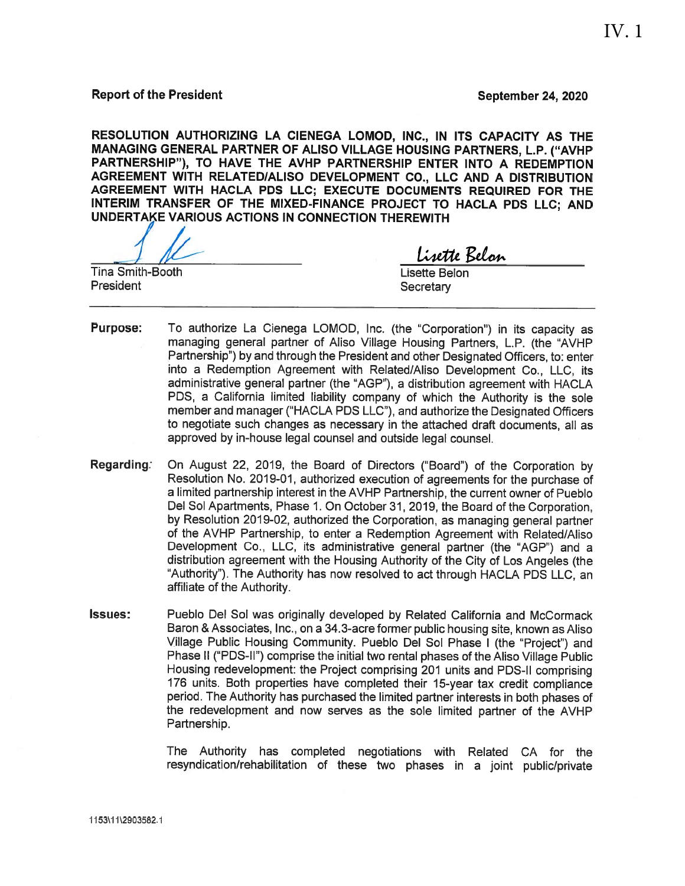IV. 1

**Report of the President** **September 24, 2020**

**RESOLUTION AUTHORIZING LA CIENEGA LOMOD, INC., IN ITS CAPACITY AS THE MANAGING GENERAL PARTNER OF ALISO VILLAGE HOUSING PARTNERS, L.P. ("AVHP PARTNERSHIP"), TO HAVE THE AVHP PARTNERSHIP ENTER INTO A REDEMPTION AGREEMENT WITH RELATED/ALISO DEVELOPMENT CO., LLC AND A DISTRIBUTION AGREEMENT WITH HACLA PDS LLC; EXECUTE DOCUMENTS REQUIRED FOR THE INTERIM TRANSFER OF THE MIXED-FINANCE PROJECT TO HACLA PDS LLC; AND UNDERTAKE VARIOUS ACTIONS IN CONNECTION THEREWITH**

Tina Smith-Booth
President

Lisette Belon
Secretary

---

**Purpose:** To authorize La Cienega LOMOD, Inc. (the "Corporation") in its capacity as managing general partner of Aliso Village Housing Partners, L.P. (the "AVHP Partnership") by and through the President and other Designated Officers, to: enter into a Redemption Agreement with Related/Aliso Development Co., LLC, its administrative general partner (the "AGP"), a distribution agreement with HACLA PDS, a California limited liability company of which the Authority is the sole member and manager ("HACLA PDS LLC"), and authorize the Designated Officers to negotiate such changes as necessary in the attached draft documents, all as approved by in-house legal counsel and outside legal counsel.

**Regarding:** On August 22, 2019, the Board of Directors ("Board") of the Corporation by Resolution No. 2019-01, authorized execution of agreements for the purchase of a limited partnership interest in the AVHP Partnership, the current owner of Pueblo Del Sol Apartments, Phase 1. On October 31, 2019, the Board of the Corporation, by Resolution 2019-02, authorized the Corporation, as managing general partner of the AVHP Partnership, to enter a Redemption Agreement with Related/Aliso Development Co., LLC, its administrative general partner (the "AGP") and a distribution agreement with the Housing Authority of the City of Los Angeles (the "Authority"). The Authority has now resolved to act through HACLA PDS LLC, an affiliate of the Authority.

**Issues:** Pueblo Del Sol was originally developed by Related California and McCormack Baron & Associates, Inc., on a 34.3-acre former public housing site, known as Aliso Village Public Housing Community. Pueblo Del Sol Phase I (the "Project") and Phase II ("PDS-II") comprise the initial two rental phases of the Aliso Village Public Housing redevelopment: the Project comprising 201 units and PDS-II comprising 176 units. Both properties have completed their 15-year tax credit compliance period. The Authority has purchased the limited partner interests in both phases of the redevelopment and now serves as the sole limited partner of the AVHP Partnership.

The Authority has completed negotiations with Related CA for the resyndication/rehabilitation of these two phases in a joint public/private

1153\11\2903582.1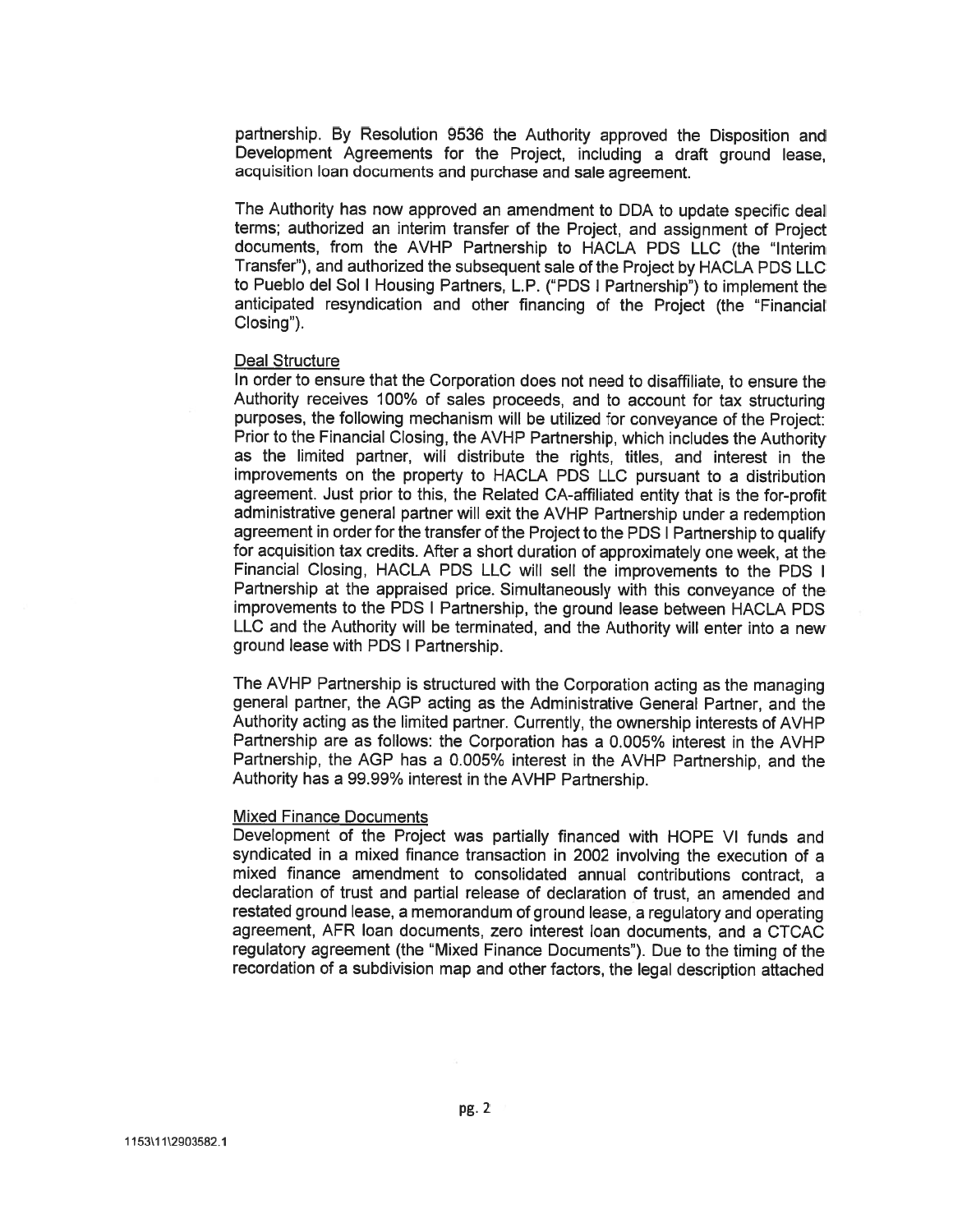partnership. By Resolution 9536 the Authority approved the Disposition and Development Agreements for the Project, including a draft ground lease, acquisition loan documents and purchase and sale agreement.

The Authority has now approved an amendment to DDA to update specific deal terms; authorized an interim transfer of the Project, and assignment of Project documents, from the AVHP Partnership to HACLA PDS LLC (the "Interim Transfer"), and authorized the subsequent sale of the Project by HACLA PDS LLC to Pueblo del Sol I Housing Partners, L.P. ("PDS I Partnership") to implement the anticipated resyndication and other financing of the Project (the "Financial Closing").

Deal Structure

In order to ensure that the Corporation does not need to disaffiliate, to ensure the Authority receives 100% of sales proceeds, and to account for tax structuring purposes, the following mechanism will be utilized for conveyance of the Project: Prior to the Financial Closing, the AVHP Partnership, which includes the Authority as the limited partner, will distribute the rights, titles, and interest in the improvements on the property to HACLA PDS LLC pursuant to a distribution agreement. Just prior to this, the Related CA-affiliated entity that is the for-profit administrative general partner will exit the AVHP Partnership under a redemption agreement in order for the transfer of the Project to the PDS I Partnership to qualify for acquisition tax credits. After a short duration of approximately one week, at the Financial Closing, HACLA PDS LLC will sell the improvements to the PDS I Partnership at the appraised price. Simultaneously with this conveyance of the improvements to the PDS I Partnership, the ground lease between HACLA PDS LLC and the Authority will be terminated, and the Authority will enter into a new ground lease with PDS I Partnership.

The AVHP Partnership is structured with the Corporation acting as the managing general partner, the AGP acting as the Administrative General Partner, and the Authority acting as the limited partner. Currently, the ownership interests of AVHP Partnership are as follows: the Corporation has a 0.005% interest in the AVHP Partnership, the AGP has a 0.005% interest in the AVHP Partnership, and the Authority has a 99.99% interest in the AVHP Partnership.

Mixed Finance Documents

Development of the Project was partially financed with HOPE VI funds and syndicated in a mixed finance transaction in 2002 involving the execution of a mixed finance amendment to consolidated annual contributions contract, a declaration of trust and partial release of declaration of trust, an amended and restated ground lease, a memorandum of ground lease, a regulatory and operating agreement, AFR loan documents, zero interest loan documents, and a CTCAC regulatory agreement (the "Mixed Finance Documents"). Due to the timing of the recordation of a subdivision map and other factors, the legal description attached

1153\11\2903582.1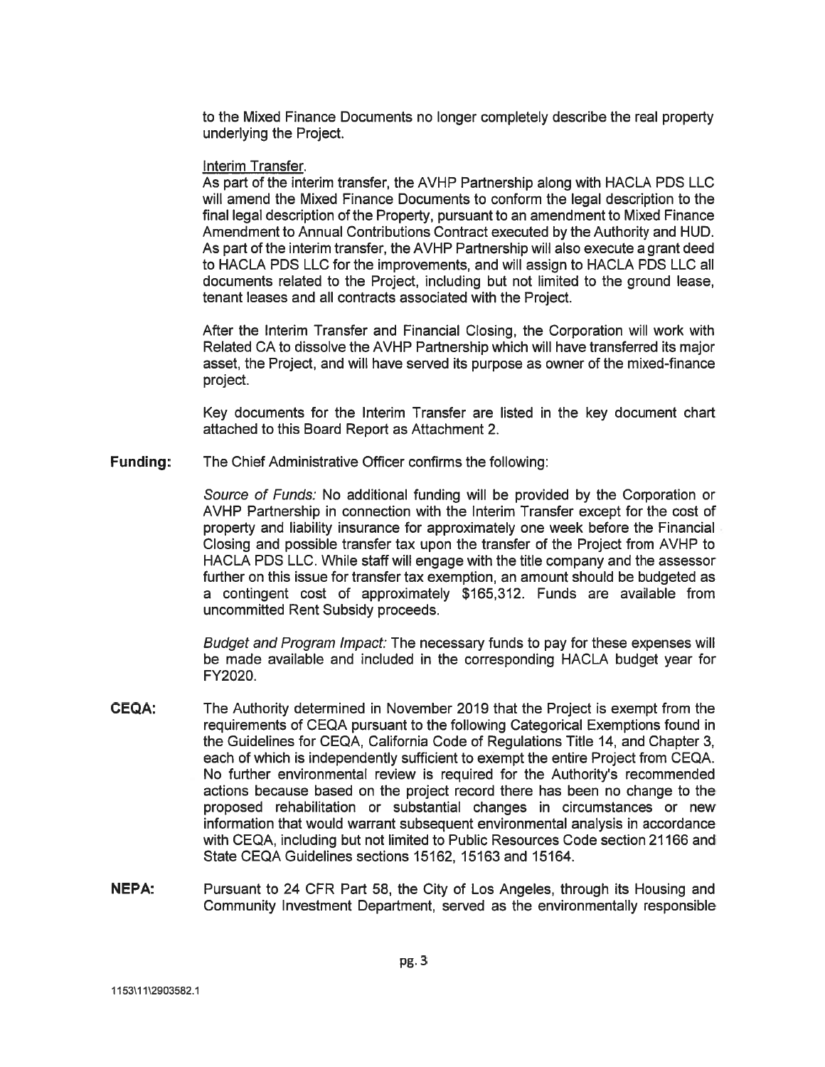to the Mixed Finance Documents no longer completely describe the real property underlying the Project.

Interim Transfer.

As part of the interim transfer, the AVHP Partnership along with HACLA PDS LLC will amend the Mixed Finance Documents to conform the legal description to the final legal description of the Property, pursuant to an amendment to Mixed Finance Amendment to Annual Contributions Contract executed by the Authority and HUD. As part of the interim transfer, the AVHP Partnership will also execute a grant deed to HACLA PDS LLC for the improvements, and will assign to HACLA PDS LLC all documents related to the Project, including but not limited to the ground lease, tenant leases and all contracts associated with the Project.

After the Interim Transfer and Financial Closing, the Corporation will work with Related CA to dissolve the AVHP Partnership which will have transferred its major asset, the Project, and will have served its purpose as owner of the mixed-finance project.

Key documents for the Interim Transfer are listed in the key document chart attached to this Board Report as Attachment 2.

**Funding:** The Chief Administrative Officer confirms the following:

*Source of Funds:* No additional funding will be provided by the Corporation or AVHP Partnership in connection with the Interim Transfer except for the cost of property and liability insurance for approximately one week before the Financial Closing and possible transfer tax upon the transfer of the Project from AVHP to HACLA PDS LLC. While staff will engage with the title company and the assessor further on this issue for transfer tax exemption, an amount should be budgeted as a contingent cost of approximately $165,312. Funds are available from uncommitted Rent Subsidy proceeds.

*Budget and Program Impact:* The necessary funds to pay for these expenses will be made available and included in the corresponding HACLA budget year for FY2020.

**CEQA:** The Authority determined in November 2019 that the Project is exempt from the requirements of CEQA pursuant to the following Categorical Exemptions found in the Guidelines for CEQA, California Code of Regulations Title 14, and Chapter 3, each of which is independently sufficient to exempt the entire Project from CEQA. No further environmental review is required for the Authority's recommended actions because based on the project record there has been no change to the proposed rehabilitation or substantial changes in circumstances or new information that would warrant subsequent environmental analysis in accordance with CEQA, including but not limited to Public Resources Code section 21166 and State CEQA Guidelines sections 15162, 15163 and 15164.

**NEPA:** Pursuant to 24 CFR Part 58, the City of Los Angeles, through its Housing and Community Investment Department, served as the environmentally responsible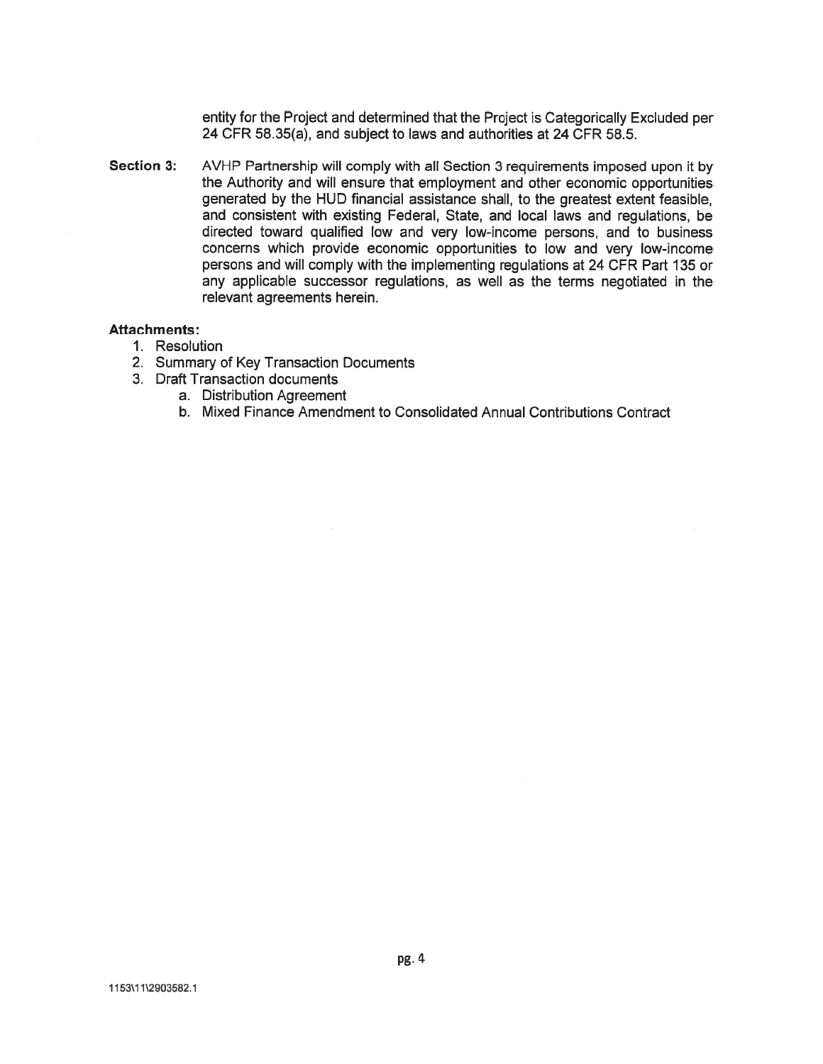entity for the Project and determined that the Project is Categorically Excluded per 24 CFR 58.35(a), and subject to laws and authorities at 24 CFR 58.5.

**Section 3:** AVHP Partnership will comply with all Section 3 requirements imposed upon it by the Authority and will ensure that employment and other economic opportunities generated by the HUD financial assistance shall, to the greatest extent feasible, and consistent with existing Federal, State, and local laws and regulations, be directed toward qualified low and very low-income persons, and to business concerns which provide economic opportunities to low and very low-income persons and will comply with the implementing regulations at 24 CFR Part 135 or any applicable successor regulations, as well as the terms negotiated in the relevant agreements herein.

**Attachments:**

1. Resolution
2. Summary of Key Transaction Documents
3. Draft Transaction documents
   a. Distribution Agreement
   b. Mixed Finance Amendment to Consolidated Annual Contributions Contract

1153\11\2903582.1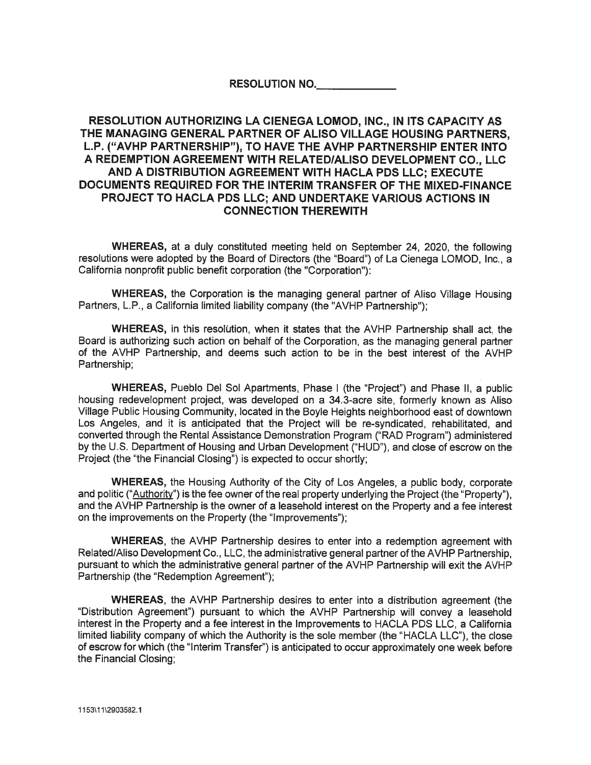# RESOLUTION NO.______________

## RESOLUTION AUTHORIZING LA CIENEGA LOMOD, INC., IN ITS CAPACITY AS THE MANAGING GENERAL PARTNER OF ALISO VILLAGE HOUSING PARTNERS, L.P. ("AVHP PARTNERSHIP"), TO HAVE THE AVHP PARTNERSHIP ENTER INTO A REDEMPTION AGREEMENT WITH RELATED/ALISO DEVELOPMENT CO., LLC AND A DISTRIBUTION AGREEMENT WITH HACLA PDS LLC; EXECUTE DOCUMENTS REQUIRED FOR THE INTERIM TRANSFER OF THE MIXED-FINANCE PROJECT TO HACLA PDS LLC; AND UNDERTAKE VARIOUS ACTIONS IN CONNECTION THEREWITH

**WHEREAS,** at a duly constituted meeting held on September 24, 2020, the following resolutions were adopted by the Board of Directors (the "Board") of La Cienega LOMOD, Inc., a California nonprofit public benefit corporation (the "Corporation"):

**WHEREAS,** the Corporation is the managing general partner of Aliso Village Housing Partners, L.P., a California limited liability company (the "AVHP Partnership");

**WHEREAS,** in this resolution, when it states that the AVHP Partnership shall act, the Board is authorizing such action on behalf of the Corporation, as the managing general partner of the AVHP Partnership, and deems such action to be in the best interest of the AVHP Partnership;

**WHEREAS,** Pueblo Del Sol Apartments, Phase I (the "Project") and Phase II, a public housing redevelopment project, was developed on a 34.3-acre site, formerly known as Aliso Village Public Housing Community, located in the Boyle Heights neighborhood east of downtown Los Angeles, and it is anticipated that the Project will be re-syndicated, rehabilitated, and converted through the Rental Assistance Demonstration Program ("RAD Program") administered by the U.S. Department of Housing and Urban Development ("HUD"), and close of escrow on the Project (the "the Financial Closing") is expected to occur shortly;

**WHEREAS,** the Housing Authority of the City of Los Angeles, a public body, corporate and politic ("Authority") is the fee owner of the real property underlying the Project (the "Property"), and the AVHP Partnership is the owner of a leasehold interest on the Property and a fee interest on the improvements on the Property (the "Improvements");

**WHEREAS**, the AVHP Partnership desires to enter into a redemption agreement with Related/Aliso Development Co., LLC, the administrative general partner of the AVHP Partnership, pursuant to which the administrative general partner of the AVHP Partnership will exit the AVHP Partnership (the "Redemption Agreement");

**WHEREAS**, the AVHP Partnership desires to enter into a distribution agreement (the "Distribution Agreement") pursuant to which the AVHP Partnership will convey a leasehold interest in the Property and a fee interest in the Improvements to HACLA PDS LLC, a California limited liability company of which the Authority is the sole member (the "HACLA LLC"), the close of escrow for which (the "Interim Transfer") is anticipated to occur approximately one week before the Financial Closing;

1153\11\2903582.1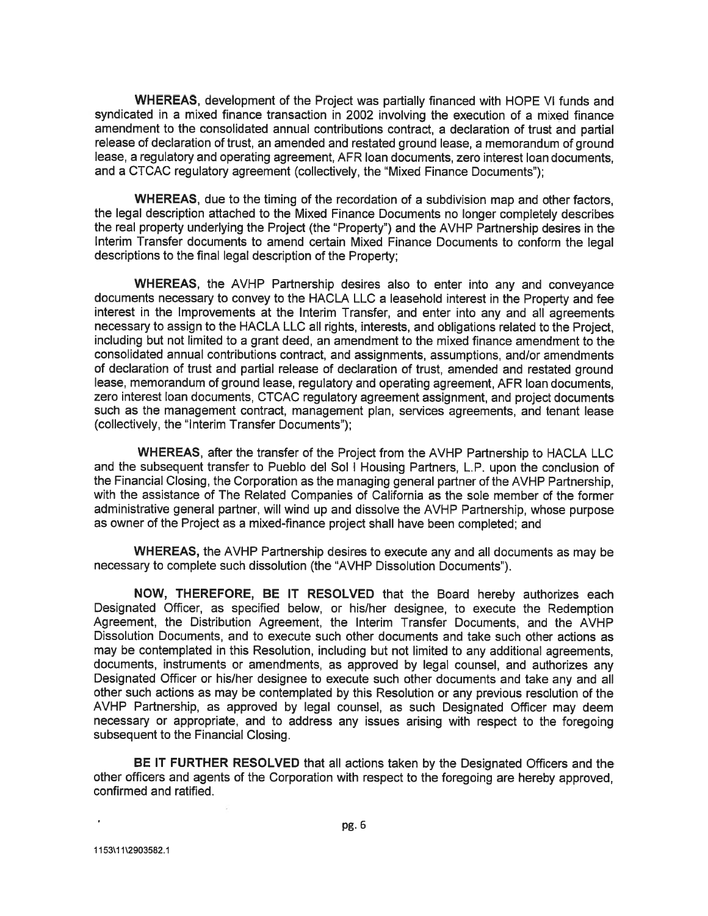**WHEREAS**, development of the Project was partially financed with HOPE VI funds and syndicated in a mixed finance transaction in 2002 involving the execution of a mixed finance amendment to the consolidated annual contributions contract, a declaration of trust and partial release of declaration of trust, an amended and restated ground lease, a memorandum of ground lease, a regulatory and operating agreement, AFR loan documents, zero interest loan documents, and a CTCAC regulatory agreement (collectively, the "Mixed Finance Documents");

**WHEREAS**, due to the timing of the recordation of a subdivision map and other factors, the legal description attached to the Mixed Finance Documents no longer completely describes the real property underlying the Project (the "Property") and the AVHP Partnership desires in the Interim Transfer documents to amend certain Mixed Finance Documents to conform the legal descriptions to the final legal description of the Property;

**WHEREAS**, the AVHP Partnership desires also to enter into any and conveyance documents necessary to convey to the HACLA LLC a leasehold interest in the Property and fee interest in the Improvements at the Interim Transfer, and enter into any and all agreements necessary to assign to the HACLA LLC all rights, interests, and obligations related to the Project, including but not limited to a grant deed, an amendment to the mixed finance amendment to the consolidated annual contributions contract, and assignments, assumptions, and/or amendments of declaration of trust and partial release of declaration of trust, amended and restated ground lease, memorandum of ground lease, regulatory and operating agreement, AFR loan documents, zero interest loan documents, CTCAC regulatory agreement assignment, and project documents such as the management contract, management plan, services agreements, and tenant lease (collectively, the "Interim Transfer Documents");

**WHEREAS**, after the transfer of the Project from the AVHP Partnership to HACLA LLC and the subsequent transfer to Pueblo del Sol I Housing Partners, L.P. upon the conclusion of the Financial Closing, the Corporation as the managing general partner of the AVHP Partnership, with the assistance of The Related Companies of California as the sole member of the former administrative general partner, will wind up and dissolve the AVHP Partnership, whose purpose as owner of the Project as a mixed-finance project shall have been completed; and

**WHEREAS,** the AVHP Partnership desires to execute any and all documents as may be necessary to complete such dissolution (the "AVHP Dissolution Documents").

**NOW, THEREFORE, BE IT RESOLVED** that the Board hereby authorizes each Designated Officer, as specified below, or his/her designee, to execute the Redemption Agreement, the Distribution Agreement, the Interim Transfer Documents, and the AVHP Dissolution Documents, and to execute such other documents and take such other actions as may be contemplated in this Resolution, including but not limited to any additional agreements, documents, instruments or amendments, as approved by legal counsel, and authorizes any Designated Officer or his/her designee to execute such other documents and take any and all other such actions as may be contemplated by this Resolution or any previous resolution of the AVHP Partnership, as approved by legal counsel, as such Designated Officer may deem necessary or appropriate, and to address any issues arising with respect to the foregoing subsequent to the Financial Closing.

**BE IT FURTHER RESOLVED** that all actions taken by the Designated Officers and the other officers and agents of the Corporation with respect to the foregoing are hereby approved, confirmed and ratified.

1153\11\2903582.1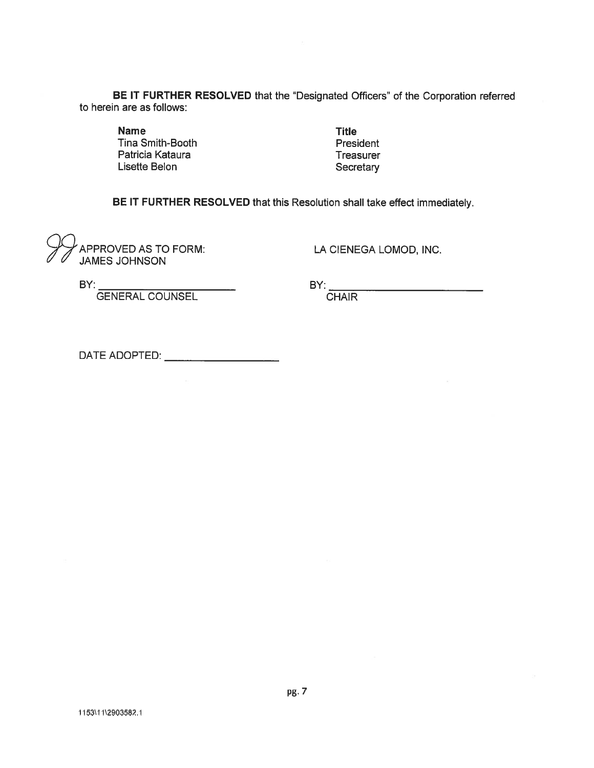**BE IT FURTHER RESOLVED** that the "Designated Officers" of the Corporation referred to herein are as follows:

| **Name** | **Title** |
|---|---|
| Tina Smith-Booth | President |
| Patricia Kataura | Treasurer |
| Lisette Belon | Secretary |

**BE IT FURTHER RESOLVED** that this Resolution shall take effect immediately.

APPROVED AS TO FORM:
JAMES JOHNSON

BY: ______________________
GENERAL COUNSEL

LA CIENEGA LOMOD, INC.

BY: ______________________
CHAIR

DATE ADOPTED: ____________________

1153\11\2903582.1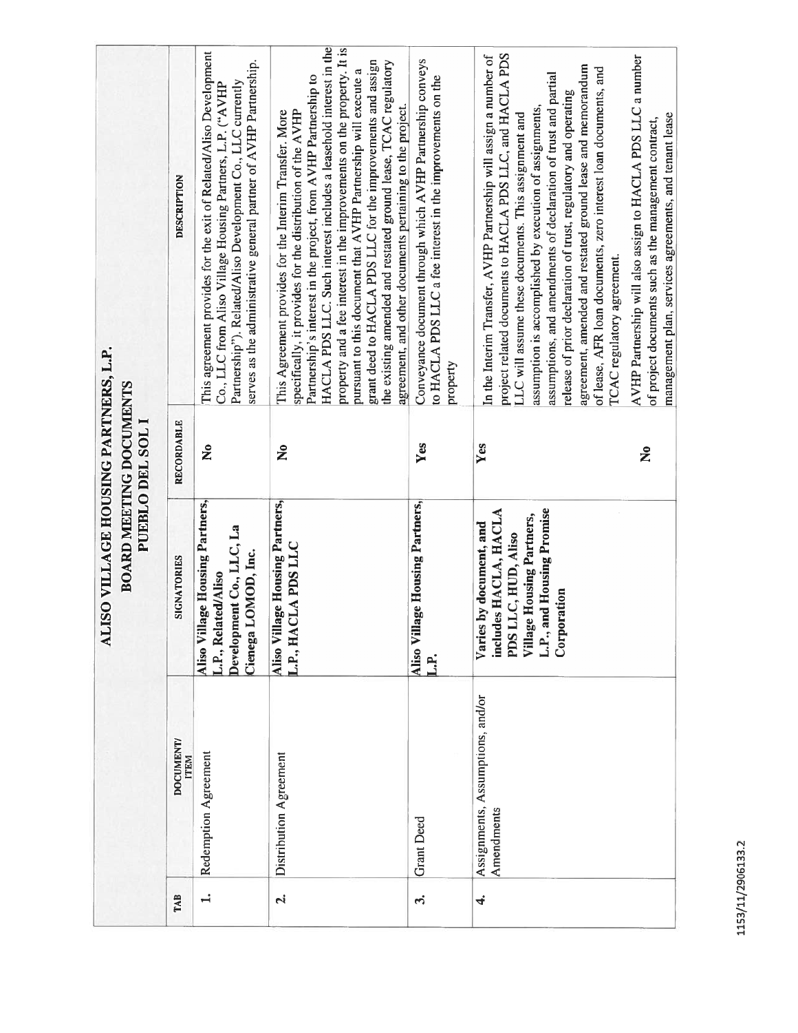# ALISO VILLAGE HOUSING PARTNERS, L.P.
## BOARD MEETING DOCUMENTS
## PUEBLO DEL SOL I

| TAB | DOCUMENT/ ITEM | SIGNATORIES | RECORDABLE | DESCRIPTION |
|---|---|---|---|---|
| 1. | Redemption Agreement | **Aliso Village Housing Partners, L.P., Related/Aliso Development Co., LLC, La Cienega LOMOD, Inc.** | **No** | This agreement provides for the exit of Related/Aliso Development Co., LLC from Aliso Village Housing Partners, L.P. ("AVHP Partnership"). Related/Aliso Development Co., LLC currently serves as the administrative general partner of AVHP Partnership. |
| 2. | Distribution Agreement | **Aliso Village Housing Partners, L.P., HACLA PDS LLC** | **No** | This Agreement provides for the Interim Transfer. More specifically, it provides for the distribution of the AVHP Partnership's interest in the project, from AVHP Partnership to HACLA PDS LLC. Such interest includes a leasehold interest in the property and a fee interest in the improvements on the property. It is pursuant to this document that AVHP Partnership will execute a grant deed to HACLA PDS LLC for the improvements and assign the existing amended and restated ground lease, TCAC regulatory agreement, and other documents pertaining to the project. |
| 3. | Grant Deed | **Aliso Village Housing Partners, L.P.** | **Yes** | Conveyance document through which AVHP Partnership conveys to HACLA PDS LLC a fee interest in the improvements on the property |
| 4. | Assignments, Assumptions, and/or Amendments | **Varies by document, and includes HACLA, HACLA PDS LLC, HUD, Aliso Village Housing Partners, L.P., and Housing Promise Corporation** | **Yes**<br><br>**No** | In the Interim Transfer, AVHP Partnership will assign a number of project related documents to HACLA PDS LLC, and HACLA PDS LLC will assume these documents. This assignment and assumption is accomplished by execution of assignments, assumptions, and amendments of declaration of trust and partial release of prior declaration of trust, regulatory and operating agreement, amended and restated ground lease and memorandum of lease, AFR loan documents, zero interest loan documents, and TCAC regulatory agreement.<br><br>AVHP Partnership will also assign to HACLA PDS LLC a number of project documents such as the management contract, management plan, services agreements, and tenant lease |

1153/11/2906133.2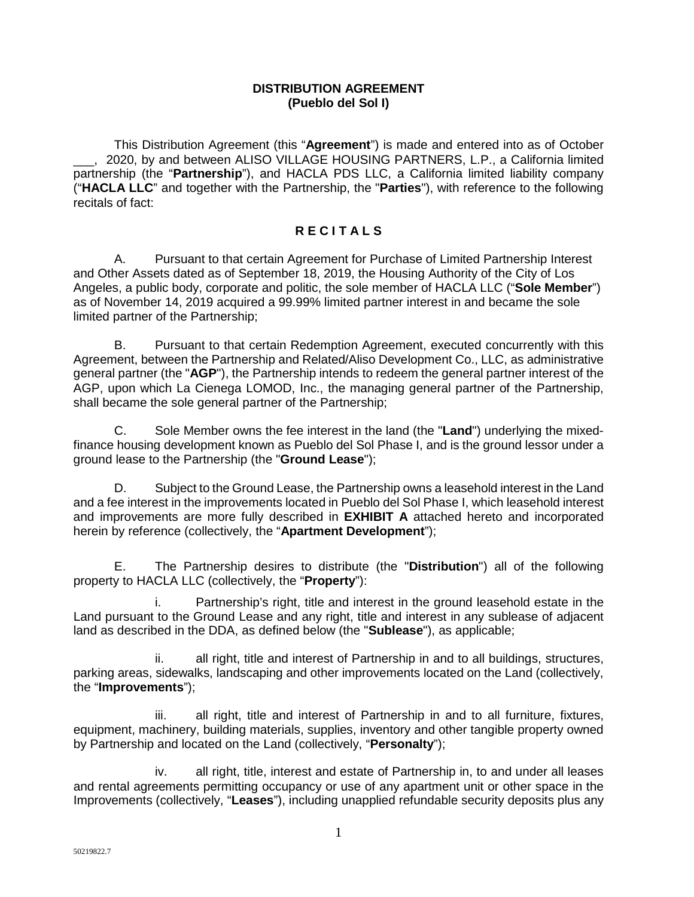**DISTRIBUTION AGREEMENT**
**(Pueblo del Sol I)**

This Distribution Agreement (this "**Agreement**") is made and entered into as of October ___, 2020, by and between ALISO VILLAGE HOUSING PARTNERS, L.P., a California limited partnership (the "**Partnership**"), and HACLA PDS LLC, a California limited liability company ("**HACLA LLC**" and together with the Partnership, the "**Parties**"), with reference to the following recitals of fact:

## R E C I T A L S

A. Pursuant to that certain Agreement for Purchase of Limited Partnership Interest and Other Assets dated as of September 18, 2019, the Housing Authority of the City of Los Angeles, a public body, corporate and politic, the sole member of HACLA LLC ("**Sole Member**") as of November 14, 2019 acquired a 99.99% limited partner interest in and became the sole limited partner of the Partnership;

B. Pursuant to that certain Redemption Agreement, executed concurrently with this Agreement, between the Partnership and Related/Aliso Development Co., LLC, as administrative general partner (the "**AGP**"), the Partnership intends to redeem the general partner interest of the AGP, upon which La Cienega LOMOD, Inc., the managing general partner of the Partnership, shall became the sole general partner of the Partnership;

C. Sole Member owns the fee interest in the land (the "**Land**") underlying the mixed-finance housing development known as Pueblo del Sol Phase I, and is the ground lessor under a ground lease to the Partnership (the "**Ground Lease**");

D. Subject to the Ground Lease, the Partnership owns a leasehold interest in the Land and a fee interest in the improvements located in Pueblo del Sol Phase I, which leasehold interest and improvements are more fully described in **EXHIBIT A** attached hereto and incorporated herein by reference (collectively, the "**Apartment Development**");

E. The Partnership desires to distribute (the "**Distribution**") all of the following property to HACLA LLC (collectively, the "**Property**"):

i. Partnership's right, title and interest in the ground leasehold estate in the Land pursuant to the Ground Lease and any right, title and interest in any sublease of adjacent land as described in the DDA, as defined below (the "**Sublease**"), as applicable;

ii. all right, title and interest of Partnership in and to all buildings, structures, parking areas, sidewalks, landscaping and other improvements located on the Land (collectively, the "**Improvements**");

iii. all right, title and interest of Partnership in and to all furniture, fixtures, equipment, machinery, building materials, supplies, inventory and other tangible property owned by Partnership and located on the Land (collectively, "**Personalty**");

iv. all right, title, interest and estate of Partnership in, to and under all leases and rental agreements permitting occupancy or use of any apartment unit or other space in the Improvements (collectively, "**Leases**"), including unapplied refundable security deposits plus any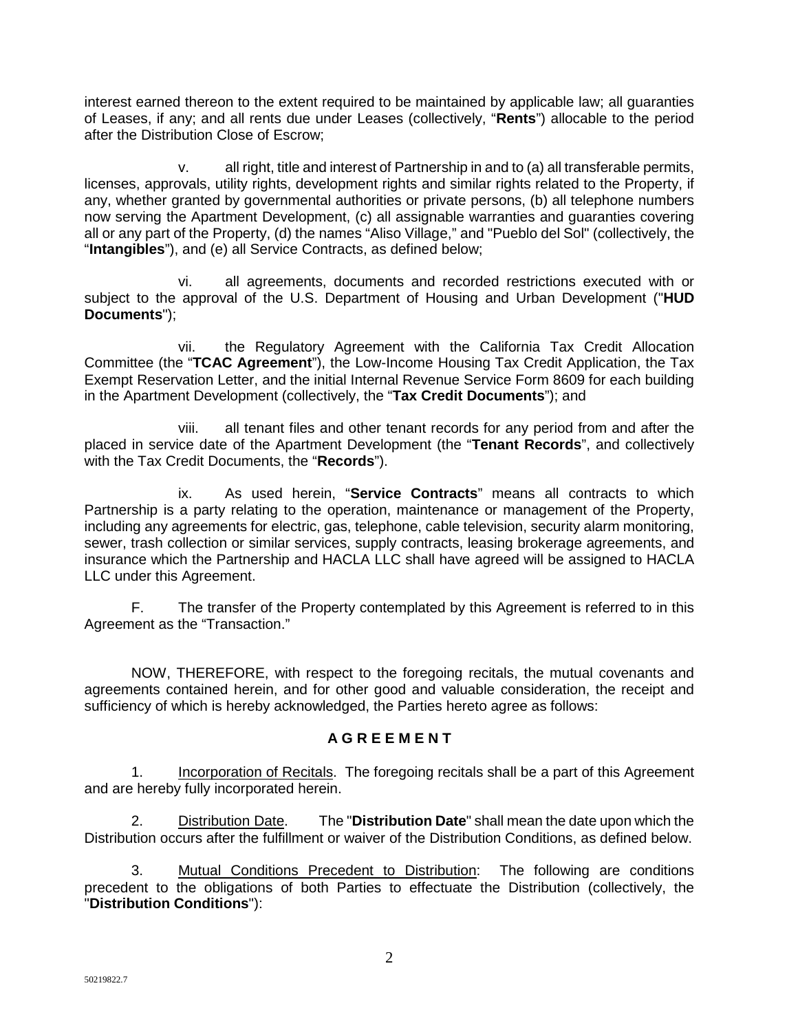interest earned thereon to the extent required to be maintained by applicable law; all guaranties of Leases, if any; and all rents due under Leases (collectively, "**Rents**") allocable to the period after the Distribution Close of Escrow;

v. all right, title and interest of Partnership in and to (a) all transferable permits, licenses, approvals, utility rights, development rights and similar rights related to the Property, if any, whether granted by governmental authorities or private persons, (b) all telephone numbers now serving the Apartment Development, (c) all assignable warranties and guaranties covering all or any part of the Property, (d) the names "Aliso Village," and "Pueblo del Sol" (collectively, the "**Intangibles**"), and (e) all Service Contracts, as defined below;

vi. all agreements, documents and recorded restrictions executed with or subject to the approval of the U.S. Department of Housing and Urban Development ("**HUD Documents**");

vii. the Regulatory Agreement with the California Tax Credit Allocation Committee (the "**TCAC Agreement**"), the Low-Income Housing Tax Credit Application, the Tax Exempt Reservation Letter, and the initial Internal Revenue Service Form 8609 for each building in the Apartment Development (collectively, the "**Tax Credit Documents**"); and

viii. all tenant files and other tenant records for any period from and after the placed in service date of the Apartment Development (the "**Tenant Records**", and collectively with the Tax Credit Documents, the "**Records**").

ix. As used herein, "**Service Contracts**" means all contracts to which Partnership is a party relating to the operation, maintenance or management of the Property, including any agreements for electric, gas, telephone, cable television, security alarm monitoring, sewer, trash collection or similar services, supply contracts, leasing brokerage agreements, and insurance which the Partnership and HACLA LLC shall have agreed will be assigned to HACLA LLC under this Agreement.

F. The transfer of the Property contemplated by this Agreement is referred to in this Agreement as the "Transaction."

NOW, THEREFORE, with respect to the foregoing recitals, the mutual covenants and agreements contained herein, and for other good and valuable consideration, the receipt and sufficiency of which is hereby acknowledged, the Parties hereto agree as follows:

## A G R E E M E N T

1. Incorporation of Recitals. The foregoing recitals shall be a part of this Agreement and are hereby fully incorporated herein.

2. Distribution Date. The "**Distribution Date**" shall mean the date upon which the Distribution occurs after the fulfillment or waiver of the Distribution Conditions, as defined below.

3. Mutual Conditions Precedent to Distribution: The following are conditions precedent to the obligations of both Parties to effectuate the Distribution (collectively, the "**Distribution Conditions**"):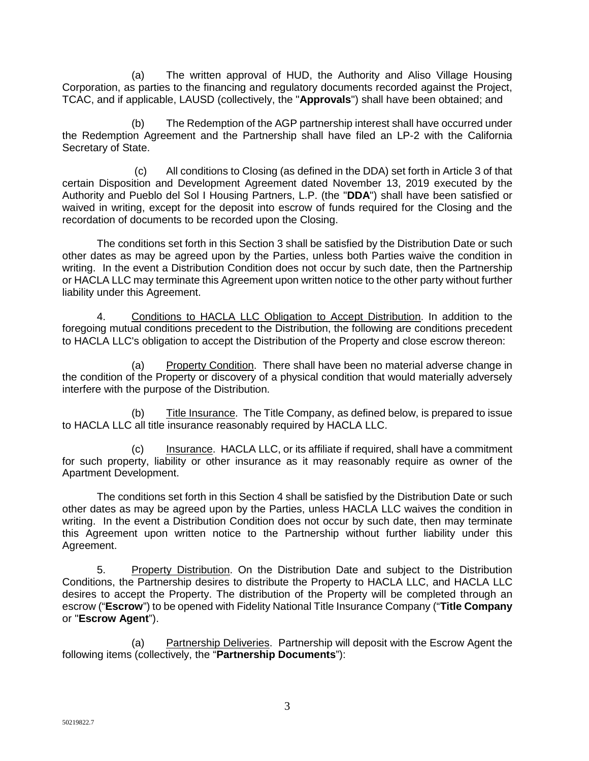(a) The written approval of HUD, the Authority and Aliso Village Housing Corporation, as parties to the financing and regulatory documents recorded against the Project, TCAC, and if applicable, LAUSD (collectively, the "**Approvals**") shall have been obtained; and

(b) The Redemption of the AGP partnership interest shall have occurred under the Redemption Agreement and the Partnership shall have filed an LP-2 with the California Secretary of State.

(c) All conditions to Closing (as defined in the DDA) set forth in Article 3 of that certain Disposition and Development Agreement dated November 13, 2019 executed by the Authority and Pueblo del Sol I Housing Partners, L.P. (the "**DDA**") shall have been satisfied or waived in writing, except for the deposit into escrow of funds required for the Closing and the recordation of documents to be recorded upon the Closing.

The conditions set forth in this Section 3 shall be satisfied by the Distribution Date or such other dates as may be agreed upon by the Parties, unless both Parties waive the condition in writing. In the event a Distribution Condition does not occur by such date, then the Partnership or HACLA LLC may terminate this Agreement upon written notice to the other party without further liability under this Agreement.

4. Conditions to HACLA LLC Obligation to Accept Distribution. In addition to the foregoing mutual conditions precedent to the Distribution, the following are conditions precedent to HACLA LLC's obligation to accept the Distribution of the Property and close escrow thereon:

(a) Property Condition. There shall have been no material adverse change in the condition of the Property or discovery of a physical condition that would materially adversely interfere with the purpose of the Distribution.

(b) Title Insurance. The Title Company, as defined below, is prepared to issue to HACLA LLC all title insurance reasonably required by HACLA LLC.

(c) Insurance. HACLA LLC, or its affiliate if required, shall have a commitment for such property, liability or other insurance as it may reasonably require as owner of the Apartment Development.

The conditions set forth in this Section 4 shall be satisfied by the Distribution Date or such other dates as may be agreed upon by the Parties, unless HACLA LLC waives the condition in writing. In the event a Distribution Condition does not occur by such date, then may terminate this Agreement upon written notice to the Partnership without further liability under this Agreement.

5. Property Distribution. On the Distribution Date and subject to the Distribution Conditions, the Partnership desires to distribute the Property to HACLA LLC, and HACLA LLC desires to accept the Property. The distribution of the Property will be completed through an escrow ("**Escrow**") to be opened with Fidelity National Title Insurance Company ("**Title Company** or "**Escrow Agent**").

(a) Partnership Deliveries. Partnership will deposit with the Escrow Agent the following items (collectively, the "**Partnership Documents**"):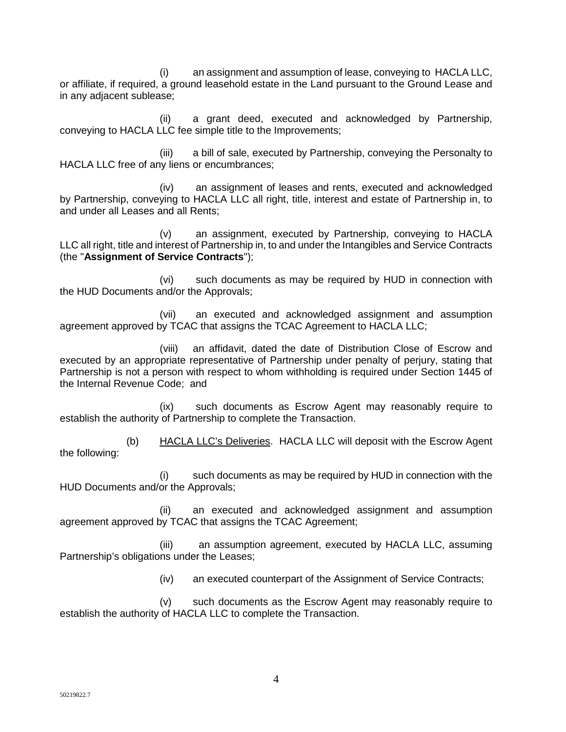(i) an assignment and assumption of lease, conveying to HACLA LLC, or affiliate, if required, a ground leasehold estate in the Land pursuant to the Ground Lease and in any adjacent sublease;

(ii) a grant deed, executed and acknowledged by Partnership, conveying to HACLA LLC fee simple title to the Improvements;

(iii) a bill of sale, executed by Partnership, conveying the Personalty to HACLA LLC free of any liens or encumbrances;

(iv) an assignment of leases and rents, executed and acknowledged by Partnership, conveying to HACLA LLC all right, title, interest and estate of Partnership in, to and under all Leases and all Rents;

(v) an assignment, executed by Partnership, conveying to HACLA LLC all right, title and interest of Partnership in, to and under the Intangibles and Service Contracts (the "**Assignment of Service Contracts**");

(vi) such documents as may be required by HUD in connection with the HUD Documents and/or the Approvals;

(vii) an executed and acknowledged assignment and assumption agreement approved by TCAC that assigns the TCAC Agreement to HACLA LLC;

(viii) an affidavit, dated the date of Distribution Close of Escrow and executed by an appropriate representative of Partnership under penalty of perjury, stating that Partnership is not a person with respect to whom withholding is required under Section 1445 of the Internal Revenue Code; and

(ix) such documents as Escrow Agent may reasonably require to establish the authority of Partnership to complete the Transaction.

(b) <u>HACLA LLC's Deliveries</u>. HACLA LLC will deposit with the Escrow Agent the following:

(i) such documents as may be required by HUD in connection with the HUD Documents and/or the Approvals;

(ii) an executed and acknowledged assignment and assumption agreement approved by TCAC that assigns the TCAC Agreement;

(iii) an assumption agreement, executed by HACLA LLC, assuming Partnership's obligations under the Leases;

(iv) an executed counterpart of the Assignment of Service Contracts;

(v) such documents as the Escrow Agent may reasonably require to establish the authority of HACLA LLC to complete the Transaction.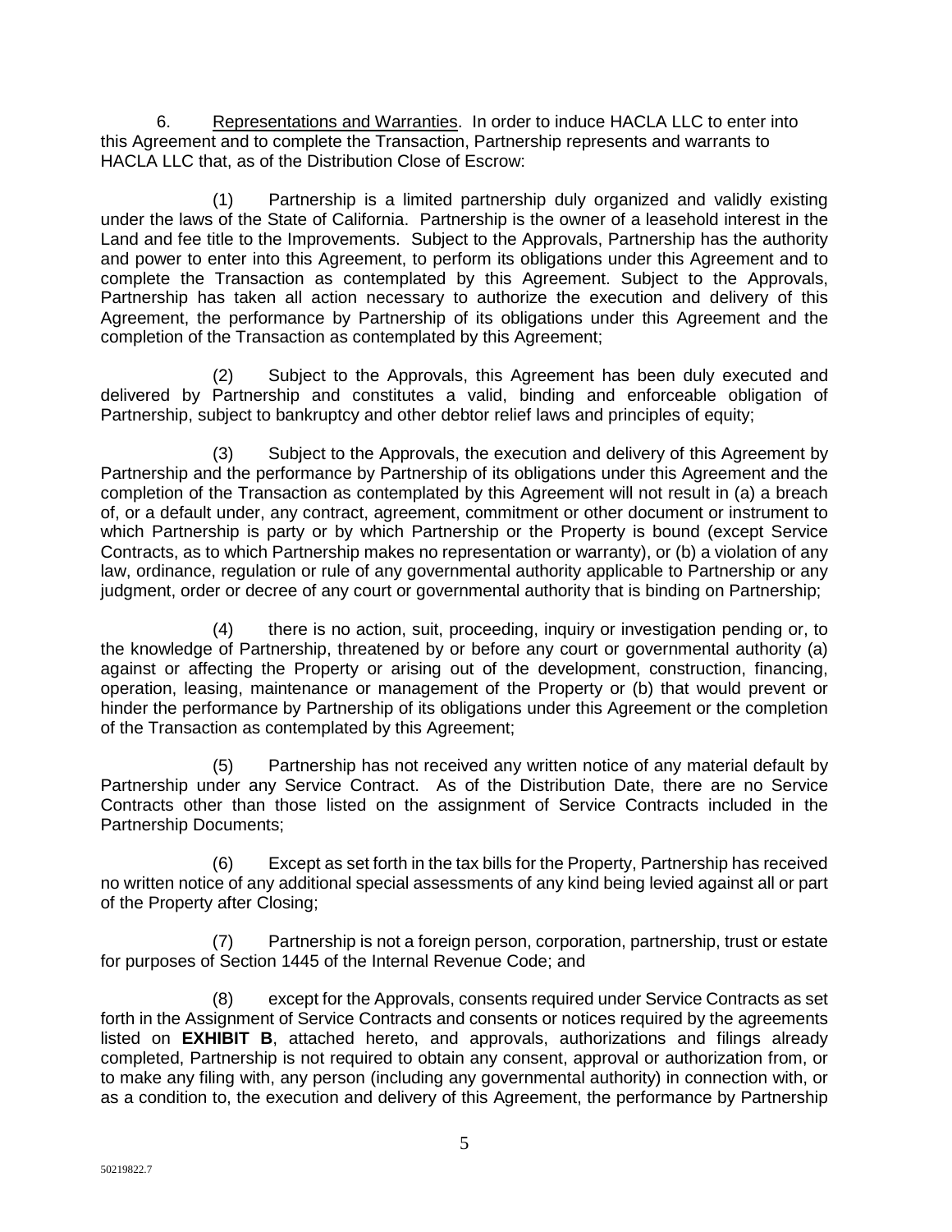6. Representations and Warranties. In order to induce HACLA LLC to enter into this Agreement and to complete the Transaction, Partnership represents and warrants to HACLA LLC that, as of the Distribution Close of Escrow:

(1) Partnership is a limited partnership duly organized and validly existing under the laws of the State of California. Partnership is the owner of a leasehold interest in the Land and fee title to the Improvements. Subject to the Approvals, Partnership has the authority and power to enter into this Agreement, to perform its obligations under this Agreement and to complete the Transaction as contemplated by this Agreement. Subject to the Approvals, Partnership has taken all action necessary to authorize the execution and delivery of this Agreement, the performance by Partnership of its obligations under this Agreement and the completion of the Transaction as contemplated by this Agreement;

(2) Subject to the Approvals, this Agreement has been duly executed and delivered by Partnership and constitutes a valid, binding and enforceable obligation of Partnership, subject to bankruptcy and other debtor relief laws and principles of equity;

(3) Subject to the Approvals, the execution and delivery of this Agreement by Partnership and the performance by Partnership of its obligations under this Agreement and the completion of the Transaction as contemplated by this Agreement will not result in (a) a breach of, or a default under, any contract, agreement, commitment or other document or instrument to which Partnership is party or by which Partnership or the Property is bound (except Service Contracts, as to which Partnership makes no representation or warranty), or (b) a violation of any law, ordinance, regulation or rule of any governmental authority applicable to Partnership or any judgment, order or decree of any court or governmental authority that is binding on Partnership;

(4) there is no action, suit, proceeding, inquiry or investigation pending or, to the knowledge of Partnership, threatened by or before any court or governmental authority (a) against or affecting the Property or arising out of the development, construction, financing, operation, leasing, maintenance or management of the Property or (b) that would prevent or hinder the performance by Partnership of its obligations under this Agreement or the completion of the Transaction as contemplated by this Agreement;

(5) Partnership has not received any written notice of any material default by Partnership under any Service Contract. As of the Distribution Date, there are no Service Contracts other than those listed on the assignment of Service Contracts included in the Partnership Documents;

(6) Except as set forth in the tax bills for the Property, Partnership has received no written notice of any additional special assessments of any kind being levied against all or part of the Property after Closing;

(7) Partnership is not a foreign person, corporation, partnership, trust or estate for purposes of Section 1445 of the Internal Revenue Code; and

(8) except for the Approvals, consents required under Service Contracts as set forth in the Assignment of Service Contracts and consents or notices required by the agreements listed on **EXHIBIT B**, attached hereto, and approvals, authorizations and filings already completed, Partnership is not required to obtain any consent, approval or authorization from, or to make any filing with, any person (including any governmental authority) in connection with, or as a condition to, the execution and delivery of this Agreement, the performance by Partnership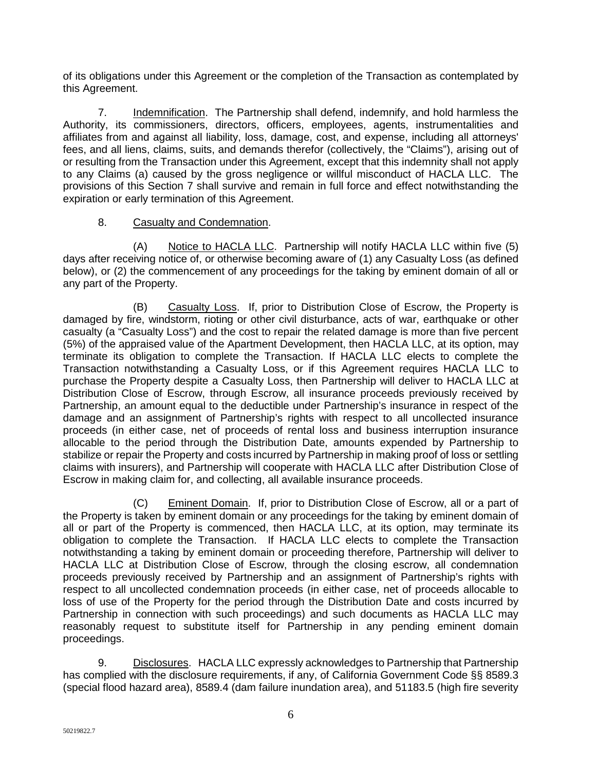of its obligations under this Agreement or the completion of the Transaction as contemplated by this Agreement.

7. Indemnification. The Partnership shall defend, indemnify, and hold harmless the Authority, its commissioners, directors, officers, employees, agents, instrumentalities and affiliates from and against all liability, loss, damage, cost, and expense, including all attorneys' fees, and all liens, claims, suits, and demands therefor (collectively, the "Claims"), arising out of or resulting from the Transaction under this Agreement, except that this indemnity shall not apply to any Claims (a) caused by the gross negligence or willful misconduct of HACLA LLC. The provisions of this Section 7 shall survive and remain in full force and effect notwithstanding the expiration or early termination of this Agreement.

8. Casualty and Condemnation.

(A) Notice to HACLA LLC. Partnership will notify HACLA LLC within five (5) days after receiving notice of, or otherwise becoming aware of (1) any Casualty Loss (as defined below), or (2) the commencement of any proceedings for the taking by eminent domain of all or any part of the Property.

(B) Casualty Loss. If, prior to Distribution Close of Escrow, the Property is damaged by fire, windstorm, rioting or other civil disturbance, acts of war, earthquake or other casualty (a "Casualty Loss") and the cost to repair the related damage is more than five percent (5%) of the appraised value of the Apartment Development, then HACLA LLC, at its option, may terminate its obligation to complete the Transaction. If HACLA LLC elects to complete the Transaction notwithstanding a Casualty Loss, or if this Agreement requires HACLA LLC to purchase the Property despite a Casualty Loss, then Partnership will deliver to HACLA LLC at Distribution Close of Escrow, through Escrow, all insurance proceeds previously received by Partnership, an amount equal to the deductible under Partnership's insurance in respect of the damage and an assignment of Partnership's rights with respect to all uncollected insurance proceeds (in either case, net of proceeds of rental loss and business interruption insurance allocable to the period through the Distribution Date, amounts expended by Partnership to stabilize or repair the Property and costs incurred by Partnership in making proof of loss or settling claims with insurers), and Partnership will cooperate with HACLA LLC after Distribution Close of Escrow in making claim for, and collecting, all available insurance proceeds.

(C) Eminent Domain. If, prior to Distribution Close of Escrow, all or a part of the Property is taken by eminent domain or any proceedings for the taking by eminent domain of all or part of the Property is commenced, then HACLA LLC, at its option, may terminate its obligation to complete the Transaction. If HACLA LLC elects to complete the Transaction notwithstanding a taking by eminent domain or proceeding therefore, Partnership will deliver to HACLA LLC at Distribution Close of Escrow, through the closing escrow, all condemnation proceeds previously received by Partnership and an assignment of Partnership's rights with respect to all uncollected condemnation proceeds (in either case, net of proceeds allocable to loss of use of the Property for the period through the Distribution Date and costs incurred by Partnership in connection with such proceedings) and such documents as HACLA LLC may reasonably request to substitute itself for Partnership in any pending eminent domain proceedings.

9. Disclosures. HACLA LLC expressly acknowledges to Partnership that Partnership has complied with the disclosure requirements, if any, of California Government Code §§ 8589.3 (special flood hazard area), 8589.4 (dam failure inundation area), and 51183.5 (high fire severity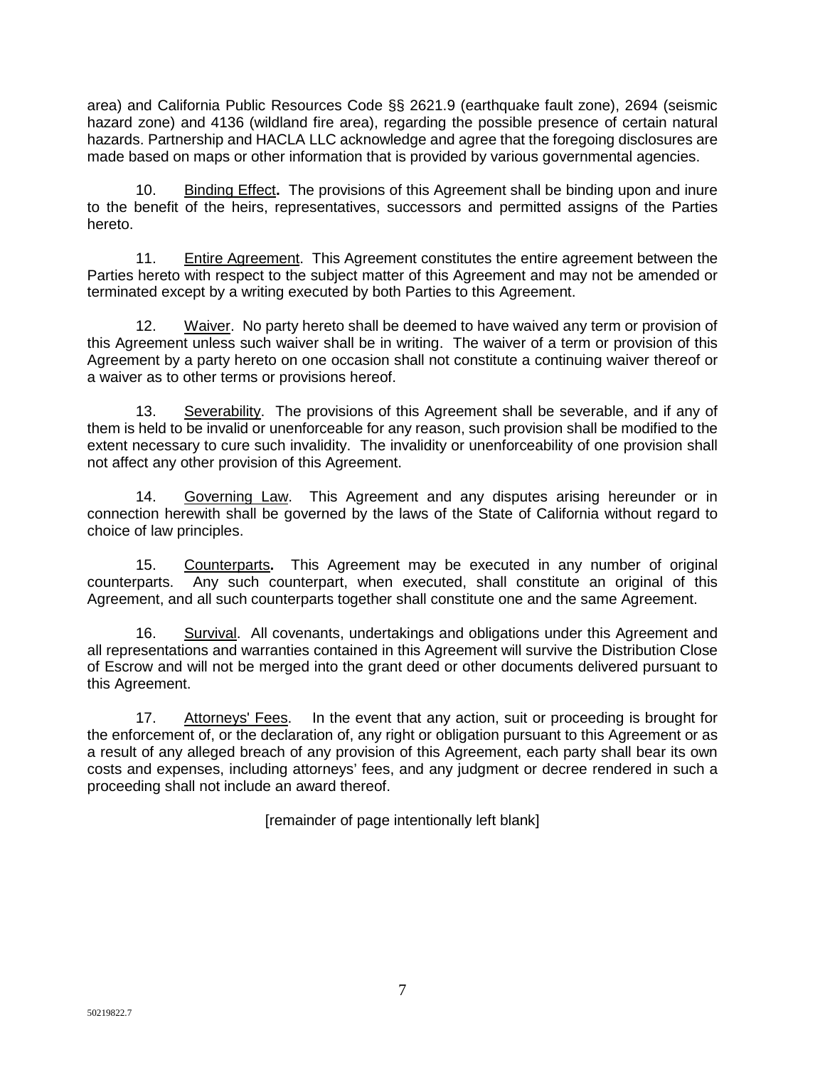area) and California Public Resources Code §§ 2621.9 (earthquake fault zone), 2694 (seismic hazard zone) and 4136 (wildland fire area), regarding the possible presence of certain natural hazards. Partnership and HACLA LLC acknowledge and agree that the foregoing disclosures are made based on maps or other information that is provided by various governmental agencies.

10. <u>Binding Effect</u>**.** The provisions of this Agreement shall be binding upon and inure to the benefit of the heirs, representatives, successors and permitted assigns of the Parties hereto.

11. <u>Entire Agreement</u>. This Agreement constitutes the entire agreement between the Parties hereto with respect to the subject matter of this Agreement and may not be amended or terminated except by a writing executed by both Parties to this Agreement.

12. <u>Waiver</u>. No party hereto shall be deemed to have waived any term or provision of this Agreement unless such waiver shall be in writing. The waiver of a term or provision of this Agreement by a party hereto on one occasion shall not constitute a continuing waiver thereof or a waiver as to other terms or provisions hereof.

13. <u>Severability</u>. The provisions of this Agreement shall be severable, and if any of them is held to be invalid or unenforceable for any reason, such provision shall be modified to the extent necessary to cure such invalidity. The invalidity or unenforceability of one provision shall not affect any other provision of this Agreement.

14. <u>Governing Law</u>. This Agreement and any disputes arising hereunder or in connection herewith shall be governed by the laws of the State of California without regard to choice of law principles.

15. <u>Counterparts</u>**.** This Agreement may be executed in any number of original counterparts. Any such counterpart, when executed, shall constitute an original of this Agreement, and all such counterparts together shall constitute one and the same Agreement.

16. <u>Survival</u>. All covenants, undertakings and obligations under this Agreement and all representations and warranties contained in this Agreement will survive the Distribution Close of Escrow and will not be merged into the grant deed or other documents delivered pursuant to this Agreement.

17. <u>Attorneys' Fees</u>. In the event that any action, suit or proceeding is brought for the enforcement of, or the declaration of, any right or obligation pursuant to this Agreement or as a result of any alleged breach of any provision of this Agreement, each party shall bear its own costs and expenses, including attorneys' fees, and any judgment or decree rendered in such a proceeding shall not include an award thereof.

[remainder of page intentionally left blank]

50219822.7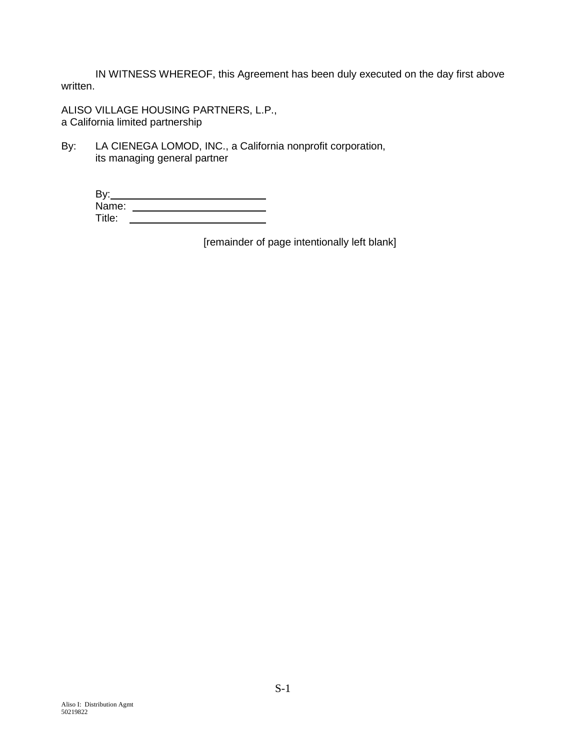IN WITNESS WHEREOF, this Agreement has been duly executed on the day first above written.

ALISO VILLAGE HOUSING PARTNERS, L.P.,
a California limited partnership

By: LA CIENEGA LOMOD, INC., a California nonprofit corporation,
its managing general partner

By: ___________________________
Name: ________________________
Title: _________________________

[remainder of page intentionally left blank]

Aliso I: Distribution Agmt
50219822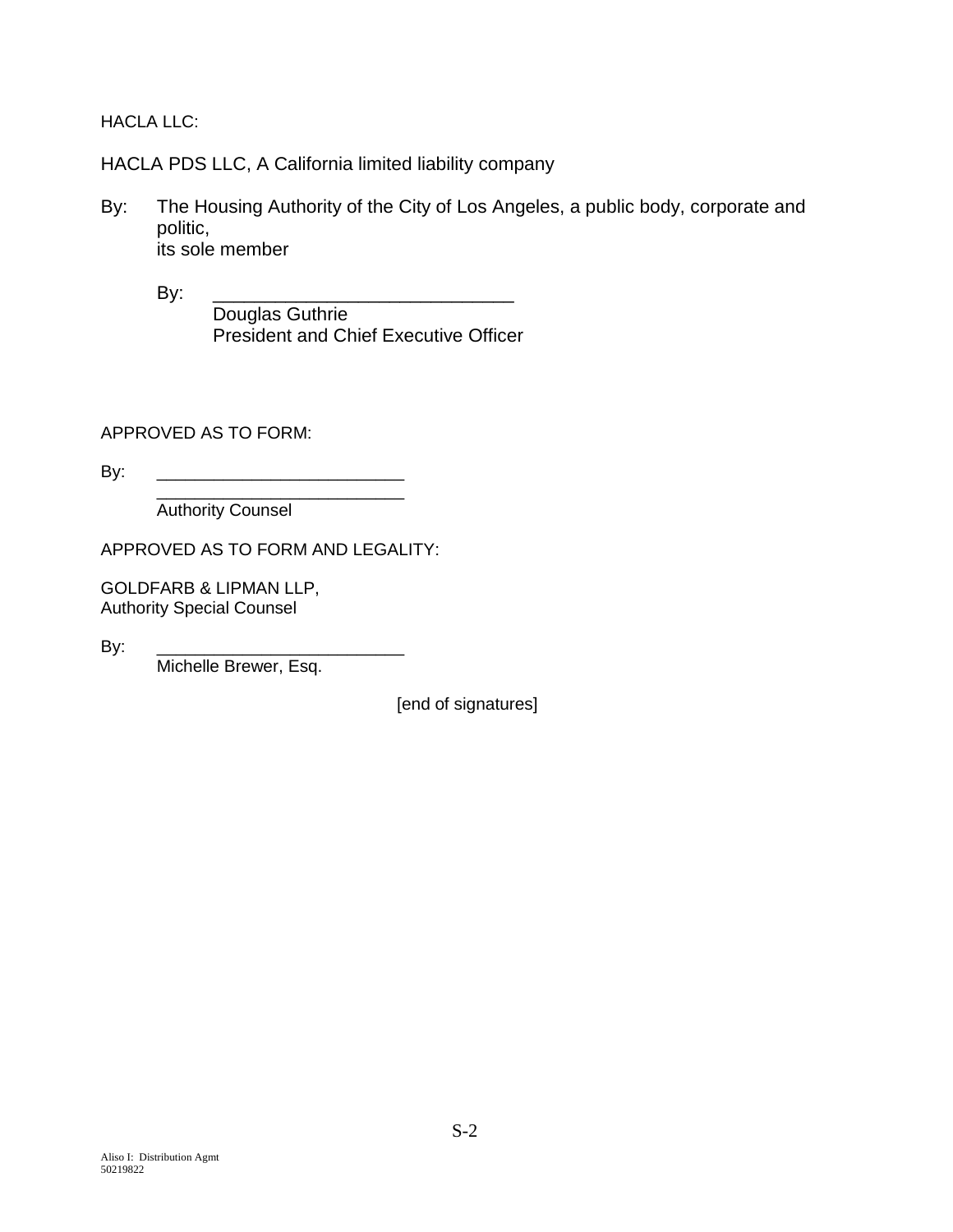HACLA LLC:

HACLA PDS LLC, A California limited liability company

By: The Housing Authority of the City of Los Angeles, a public body, corporate and politic,
its sole member

By: _____________________________
Douglas Guthrie
President and Chief Executive Officer

APPROVED AS TO FORM:

By: _________________________
_________________________
Authority Counsel

APPROVED AS TO FORM AND LEGALITY:

GOLDFARB & LIPMAN LLP,
Authority Special Counsel

By: _________________________
Michelle Brewer, Esq.

[end of signatures]

Aliso I: Distribution Agmt
50219822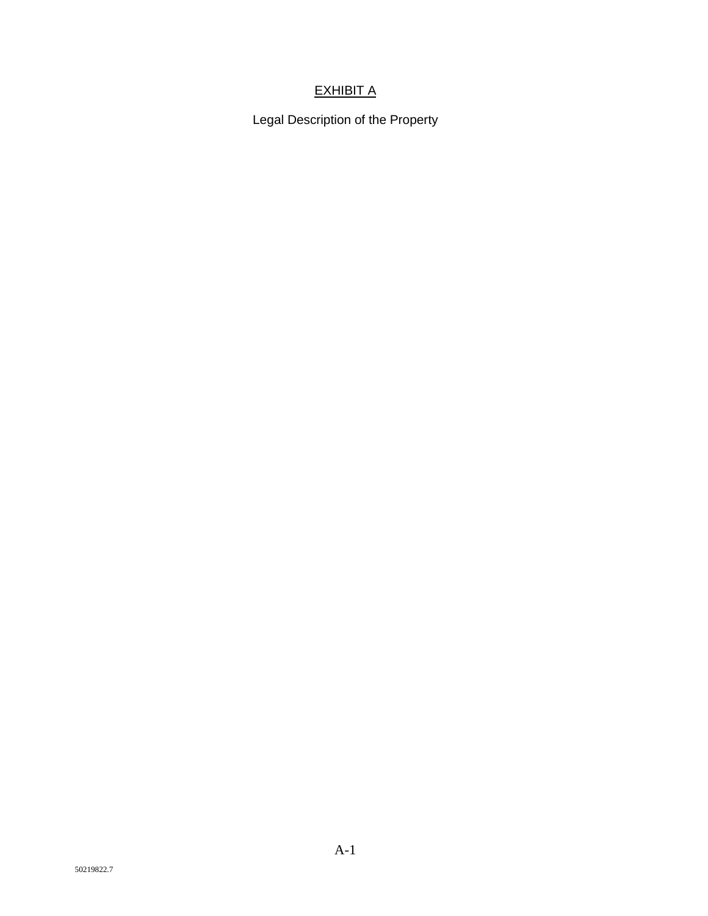# EXHIBIT A

Legal Description of the Property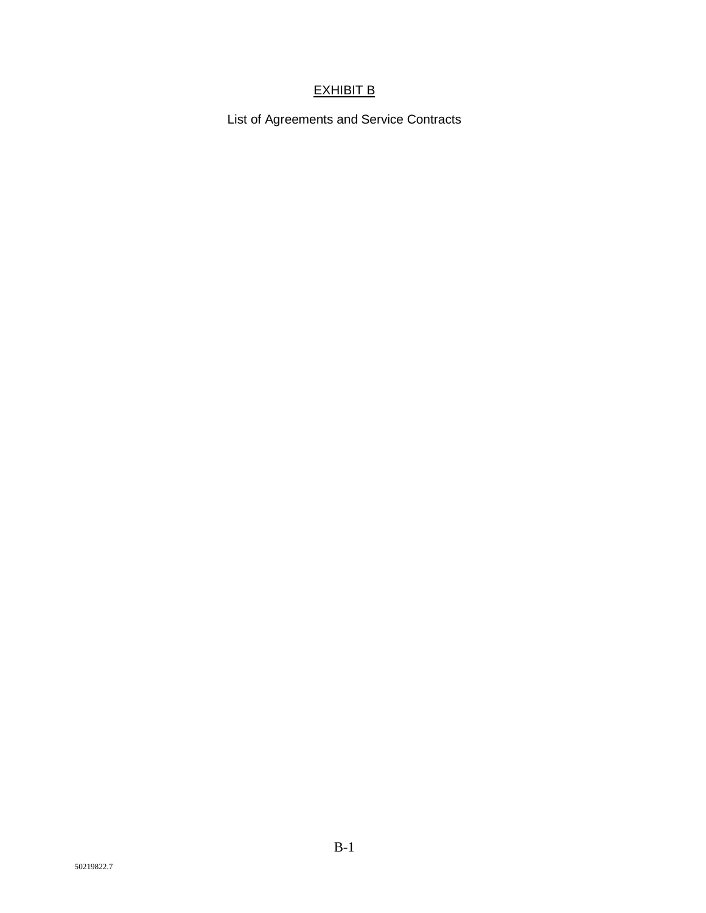# EXHIBIT B

List of Agreements and Service Contracts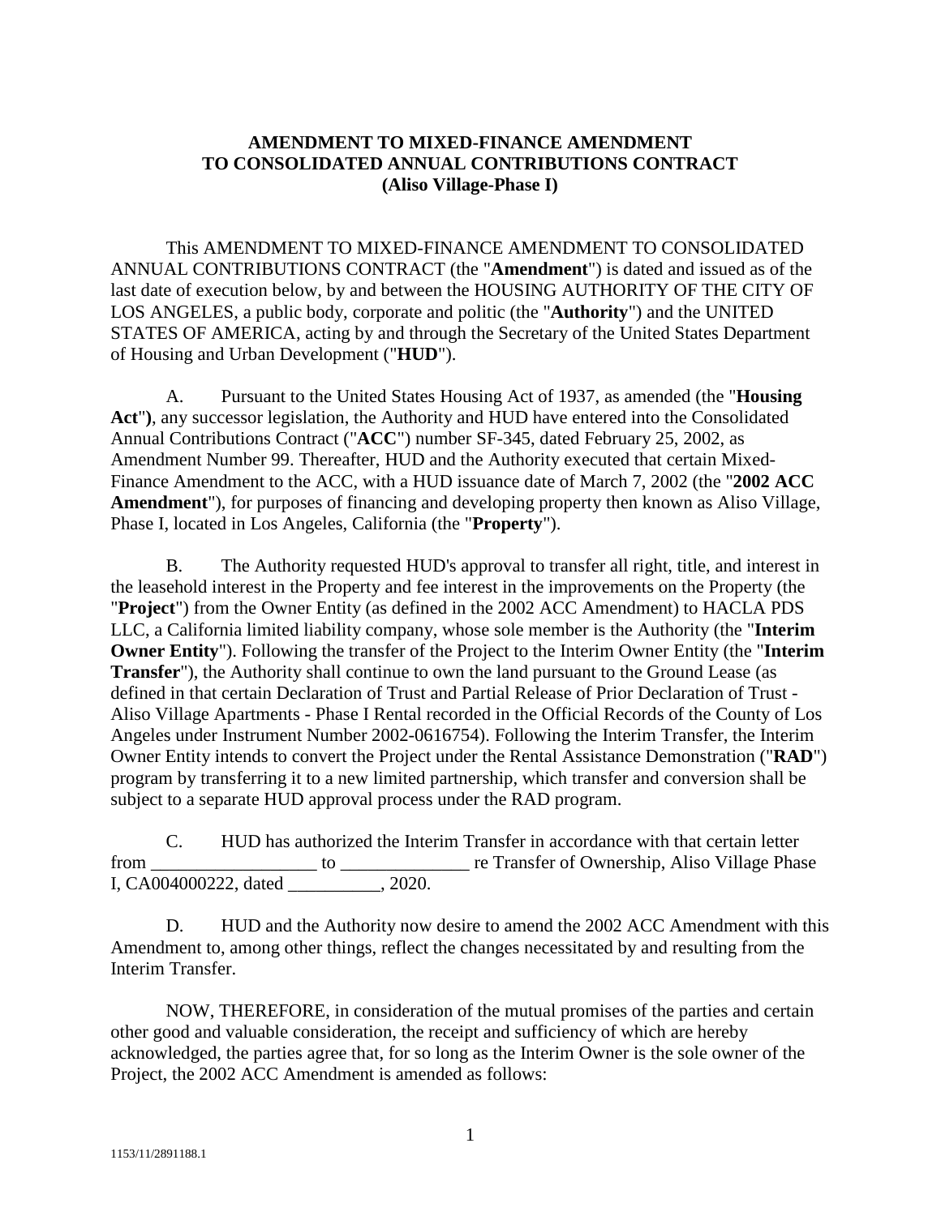**AMENDMENT TO MIXED-FINANCE AMENDMENT TO CONSOLIDATED ANNUAL CONTRIBUTIONS CONTRACT (Aliso Village-Phase I)**

This AMENDMENT TO MIXED-FINANCE AMENDMENT TO CONSOLIDATED ANNUAL CONTRIBUTIONS CONTRACT (the "**Amendment**") is dated and issued as of the last date of execution below, by and between the HOUSING AUTHORITY OF THE CITY OF LOS ANGELES, a public body, corporate and politic (the "**Authority**") and the UNITED STATES OF AMERICA, acting by and through the Secretary of the United States Department of Housing and Urban Development ("**HUD**").

A. Pursuant to the United States Housing Act of 1937, as amended (the "**Housing Act**"**)**, any successor legislation, the Authority and HUD have entered into the Consolidated Annual Contributions Contract ("**ACC**") number SF-345, dated February 25, 2002, as Amendment Number 99. Thereafter, HUD and the Authority executed that certain Mixed-Finance Amendment to the ACC, with a HUD issuance date of March 7, 2002 (the "**2002 ACC Amendment**"), for purposes of financing and developing property then known as Aliso Village, Phase I, located in Los Angeles, California (the "**Property**").

B. The Authority requested HUD's approval to transfer all right, title, and interest in the leasehold interest in the Property and fee interest in the improvements on the Property (the "**Project**") from the Owner Entity (as defined in the 2002 ACC Amendment) to HACLA PDS LLC, a California limited liability company, whose sole member is the Authority (the "**Interim Owner Entity**"). Following the transfer of the Project to the Interim Owner Entity (the "**Interim Transfer**"), the Authority shall continue to own the land pursuant to the Ground Lease (as defined in that certain Declaration of Trust and Partial Release of Prior Declaration of Trust - Aliso Village Apartments - Phase I Rental recorded in the Official Records of the County of Los Angeles under Instrument Number 2002-0616754). Following the Interim Transfer, the Interim Owner Entity intends to convert the Project under the Rental Assistance Demonstration ("**RAD**") program by transferring it to a new limited partnership, which transfer and conversion shall be subject to a separate HUD approval process under the RAD program.

C. HUD has authorized the Interim Transfer in accordance with that certain letter from __________________ to ______________ re Transfer of Ownership, Aliso Village Phase I, CA004000222, dated __________, 2020.

D. HUD and the Authority now desire to amend the 2002 ACC Amendment with this Amendment to, among other things, reflect the changes necessitated by and resulting from the Interim Transfer.

NOW, THEREFORE, in consideration of the mutual promises of the parties and certain other good and valuable consideration, the receipt and sufficiency of which are hereby acknowledged, the parties agree that, for so long as the Interim Owner is the sole owner of the Project, the 2002 ACC Amendment is amended as follows:

1153/11/2891188.1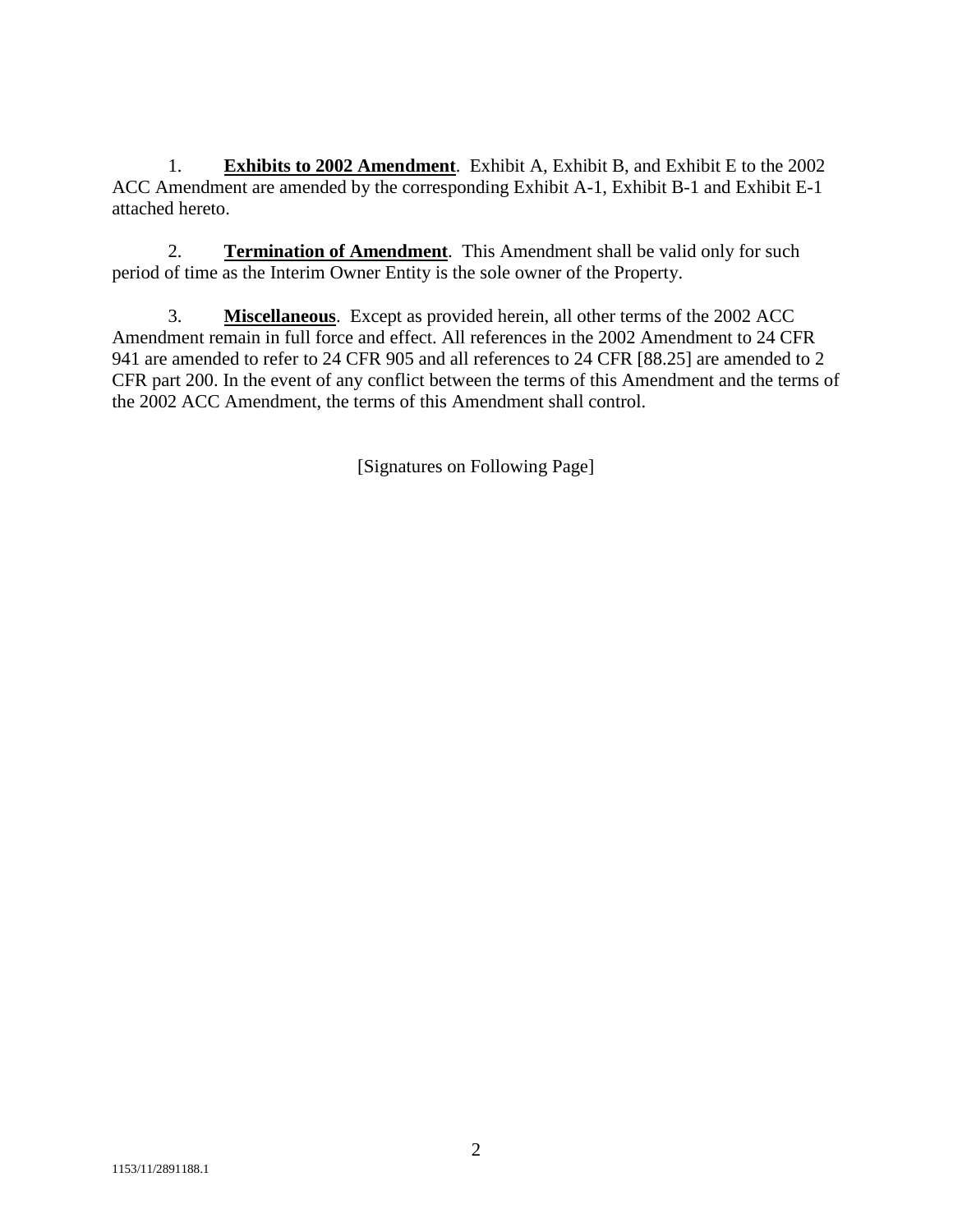1. **Exhibits to 2002 Amendment**. Exhibit A, Exhibit B, and Exhibit E to the 2002 ACC Amendment are amended by the corresponding Exhibit A-1, Exhibit B-1 and Exhibit E-1 attached hereto.

2. **Termination of Amendment**. This Amendment shall be valid only for such period of time as the Interim Owner Entity is the sole owner of the Property.

3. **Miscellaneous**. Except as provided herein, all other terms of the 2002 ACC Amendment remain in full force and effect. All references in the 2002 Amendment to 24 CFR 941 are amended to refer to 24 CFR 905 and all references to 24 CFR [88.25] are amended to 2 CFR part 200. In the event of any conflict between the terms of this Amendment and the terms of the 2002 ACC Amendment, the terms of this Amendment shall control.

[Signatures on Following Page]

1153/11/2891188.1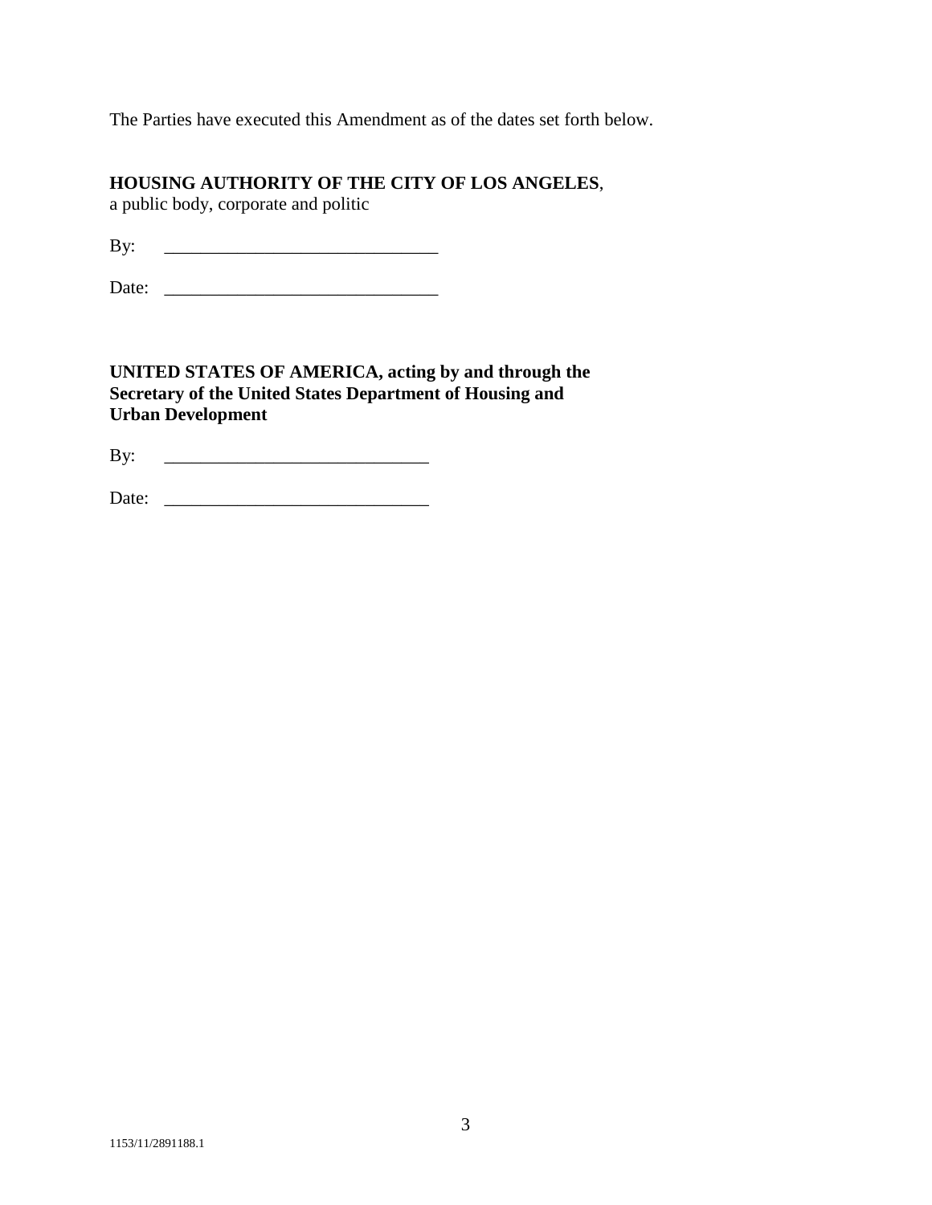The Parties have executed this Amendment as of the dates set forth below.

**HOUSING AUTHORITY OF THE CITY OF LOS ANGELES**,
a public body, corporate and politic

By: ______________________________

Date: ______________________________

**UNITED STATES OF AMERICA, acting by and through the Secretary of the United States Department of Housing and Urban Development**

By: _____________________________

Date: _____________________________

1153/11/2891188.1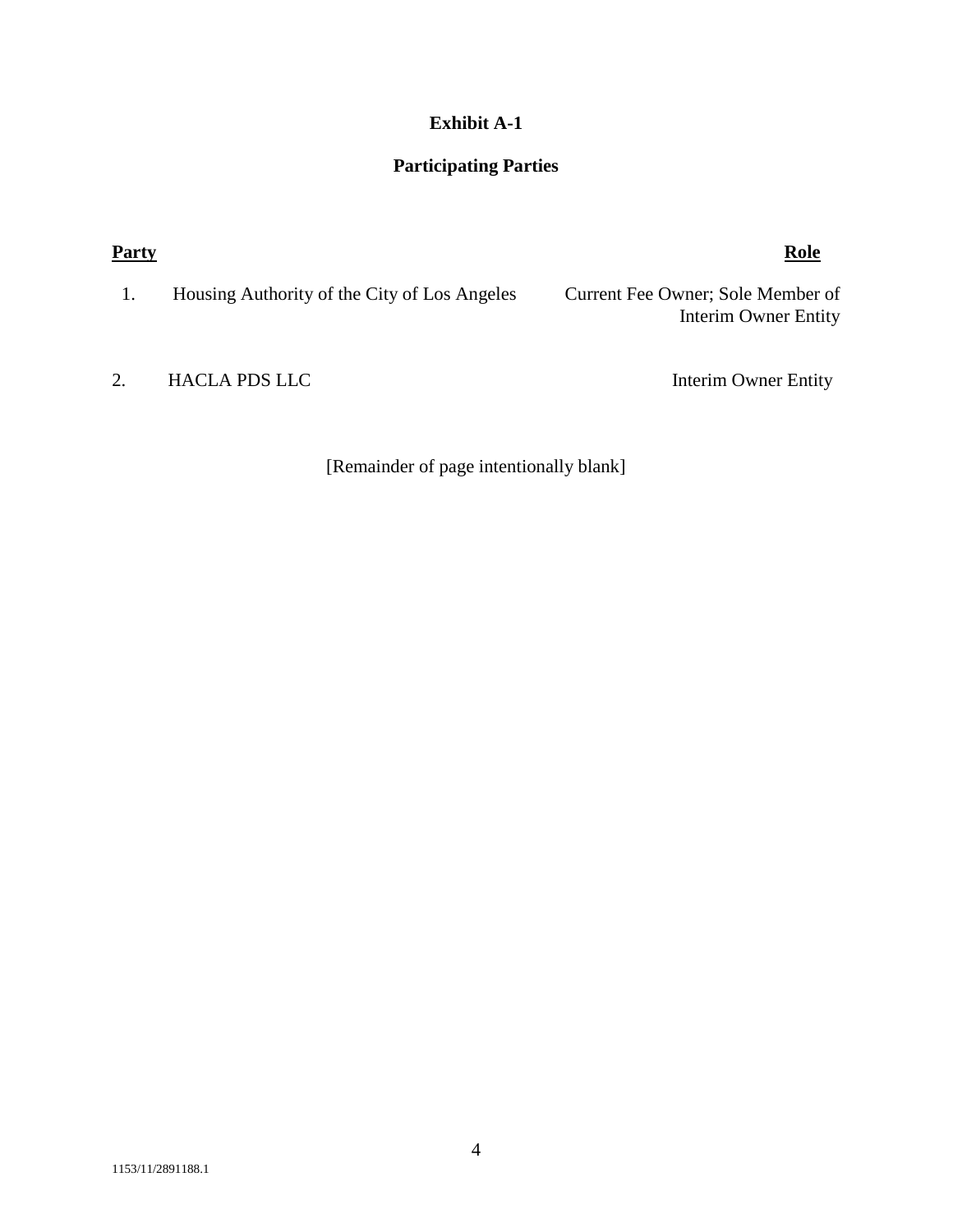# Exhibit A-1

## Participating Parties

| | Party | Role |
|---|---|---|
| 1. | Housing Authority of the City of Los Angeles | Current Fee Owner; Sole Member of Interim Owner Entity |
| 2. | HACLA PDS LLC | Interim Owner Entity |

[Remainder of page intentionally blank]

1153/11/2891188.1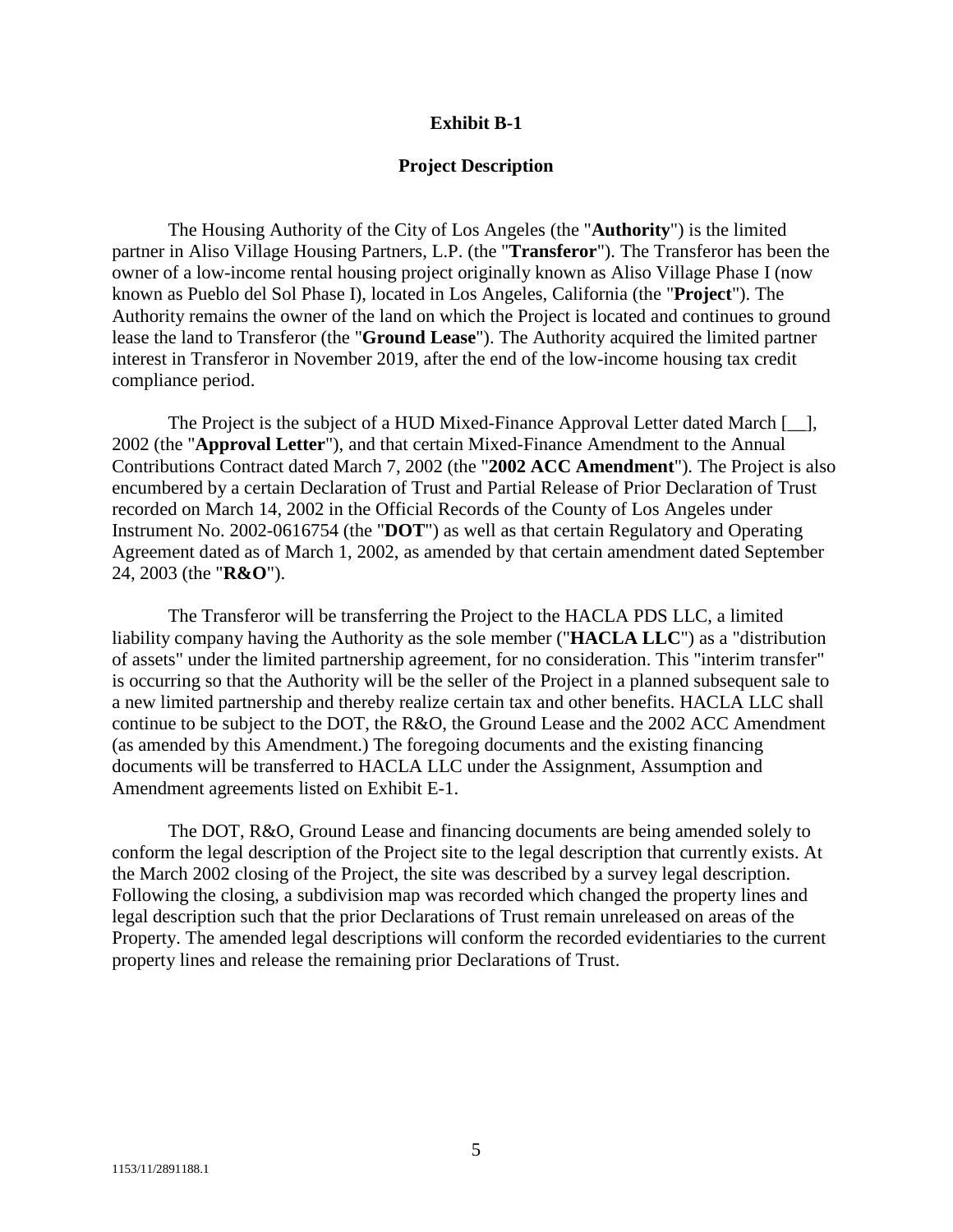# Exhibit B-1

## Project Description

The Housing Authority of the City of Los Angeles (the "**Authority**") is the limited partner in Aliso Village Housing Partners, L.P. (the "**Transferor**"). The Transferor has been the owner of a low-income rental housing project originally known as Aliso Village Phase I (now known as Pueblo del Sol Phase I), located in Los Angeles, California (the "**Project**"). The Authority remains the owner of the land on which the Project is located and continues to ground lease the land to Transferor (the "**Ground Lease**"). The Authority acquired the limited partner interest in Transferor in November 2019, after the end of the low-income housing tax credit compliance period.

The Project is the subject of a HUD Mixed-Finance Approval Letter dated March [__], 2002 (the "**Approval Letter**"), and that certain Mixed-Finance Amendment to the Annual Contributions Contract dated March 7, 2002 (the "**2002 ACC Amendment**"). The Project is also encumbered by a certain Declaration of Trust and Partial Release of Prior Declaration of Trust recorded on March 14, 2002 in the Official Records of the County of Los Angeles under Instrument No. 2002-0616754 (the "**DOT**") as well as that certain Regulatory and Operating Agreement dated as of March 1, 2002, as amended by that certain amendment dated September 24, 2003 (the "**R&O**").

The Transferor will be transferring the Project to the HACLA PDS LLC, a limited liability company having the Authority as the sole member ("**HACLA LLC**") as a "distribution of assets" under the limited partnership agreement, for no consideration. This "interim transfer" is occurring so that the Authority will be the seller of the Project in a planned subsequent sale to a new limited partnership and thereby realize certain tax and other benefits. HACLA LLC shall continue to be subject to the DOT, the R&O, the Ground Lease and the 2002 ACC Amendment (as amended by this Amendment.) The foregoing documents and the existing financing documents will be transferred to HACLA LLC under the Assignment, Assumption and Amendment agreements listed on Exhibit E-1.

The DOT, R&O, Ground Lease and financing documents are being amended solely to conform the legal description of the Project site to the legal description that currently exists. At the March 2002 closing of the Project, the site was described by a survey legal description. Following the closing, a subdivision map was recorded which changed the property lines and legal description such that the prior Declarations of Trust remain unreleased on areas of the Property. The amended legal descriptions will conform the recorded evidentiaries to the current property lines and release the remaining prior Declarations of Trust.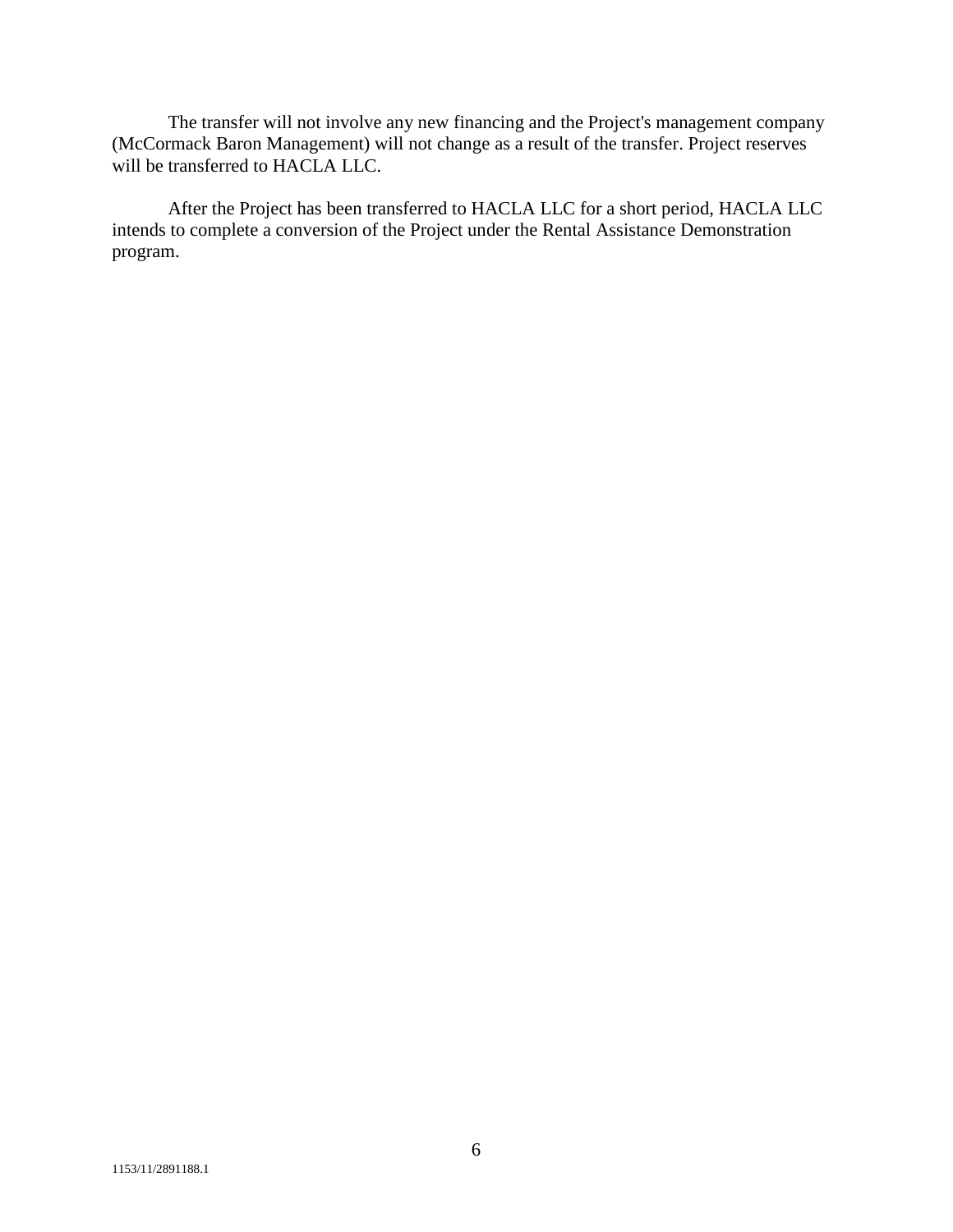The transfer will not involve any new financing and the Project's management company (McCormack Baron Management) will not change as a result of the transfer. Project reserves will be transferred to HACLA LLC.

After the Project has been transferred to HACLA LLC for a short period, HACLA LLC intends to complete a conversion of the Project under the Rental Assistance Demonstration program.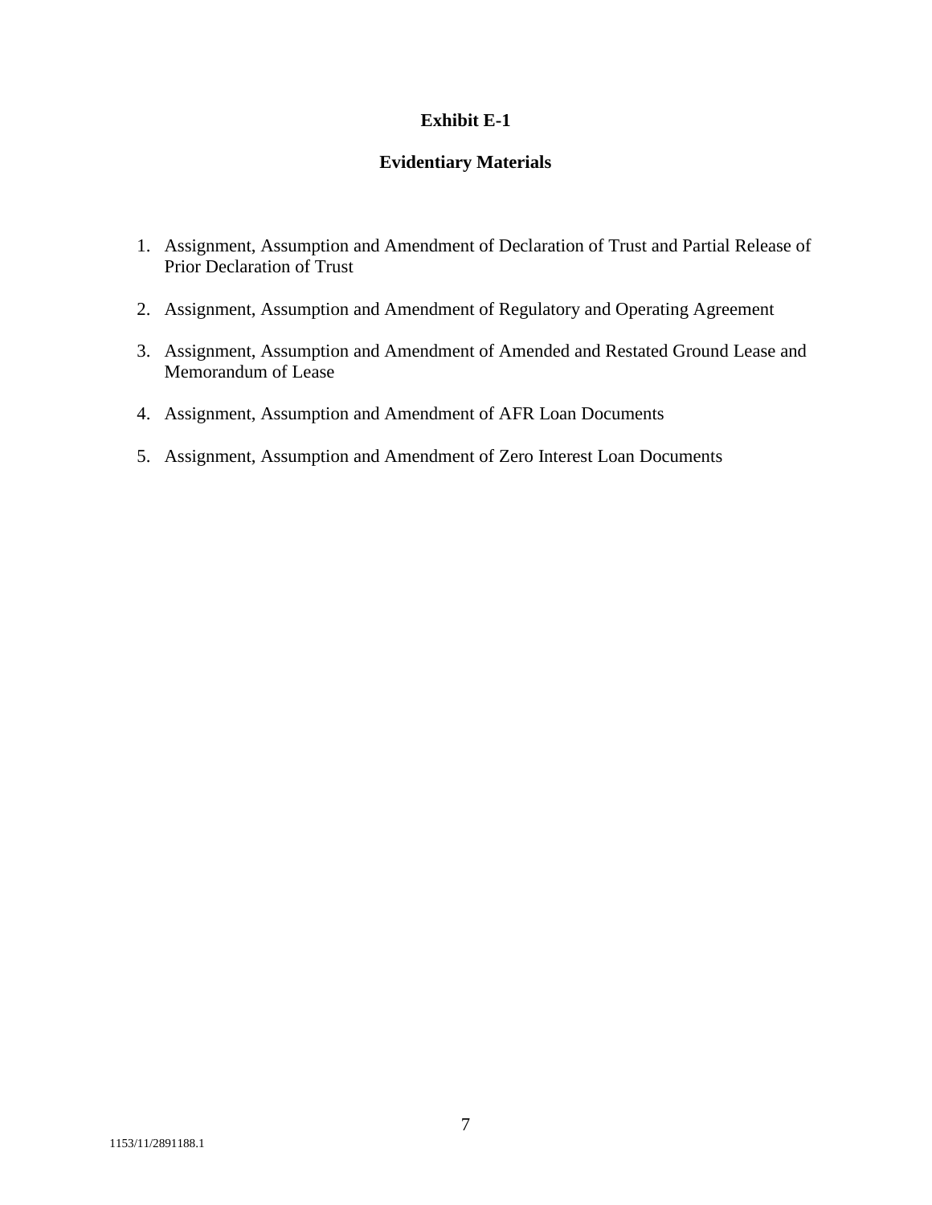# Exhibit E-1

## Evidentiary Materials

1. Assignment, Assumption and Amendment of Declaration of Trust and Partial Release of Prior Declaration of Trust
2. Assignment, Assumption and Amendment of Regulatory and Operating Agreement
3. Assignment, Assumption and Amendment of Amended and Restated Ground Lease and Memorandum of Lease
4. Assignment, Assumption and Amendment of AFR Loan Documents
5. Assignment, Assumption and Amendment of Zero Interest Loan Documents

1153/11/2891188.1